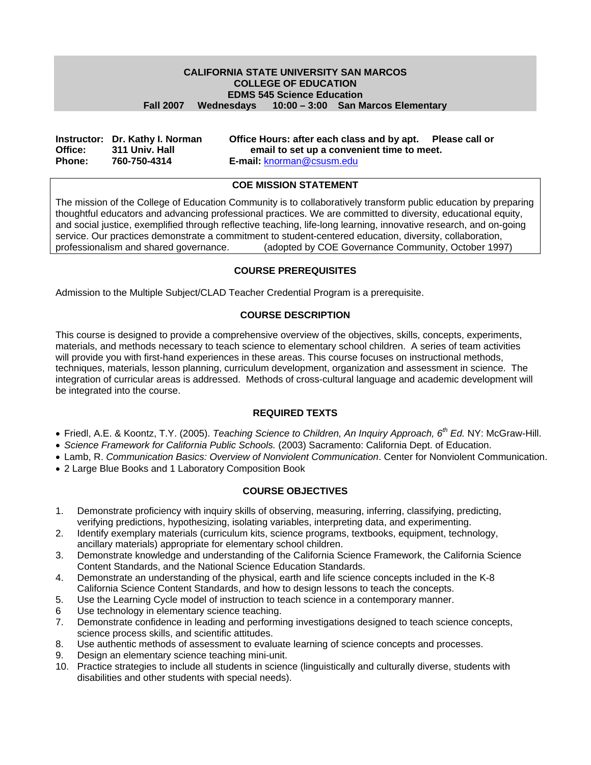**CALIFORNIA STATE UNIVERSITY SAN MARCOS**
**COLLEGE OF EDUCATION**
**EDMS 545 Science Education**
**Fall 2007 Wednesdays 10:00 – 3:00 San Marcos Elementary**

**Instructor:** **Dr. Kathy I. Norman**
**Office:** **311 Univ. Hall**
**Phone:** **760-750-4314**

**Office Hours: after each class and by apt. Please call or email to set up a convenient time to meet.**
**E-mail:** knorman@csusm.edu

## COE MISSION STATEMENT

The mission of the College of Education Community is to collaboratively transform public education by preparing thoughtful educators and advancing professional practices. We are committed to diversity, educational equity, and social justice, exemplified through reflective teaching, life-long learning, innovative research, and on-going service. Our practices demonstrate a commitment to student-centered education, diversity, collaboration, professionalism and shared governance. (adopted by COE Governance Community, October 1997)

## COURSE PREREQUISITES

Admission to the Multiple Subject/CLAD Teacher Credential Program is a prerequisite.

## COURSE DESCRIPTION

This course is designed to provide a comprehensive overview of the objectives, skills, concepts, experiments, materials, and methods necessary to teach science to elementary school children. A series of team activities will provide you with first-hand experiences in these areas. This course focuses on instructional methods, techniques, materials, lesson planning, curriculum development, organization and assessment in science. The integration of curricular areas is addressed. Methods of cross-cultural language and academic development will be integrated into the course.

## REQUIRED TEXTS

- Friedl, A.E. & Koontz, T.Y. (2005). *Teaching Science to Children, An Inquiry Approach, 6th Ed.* NY: McGraw-Hill.
- *Science Framework for California Public Schools.* (2003) Sacramento: California Dept. of Education.
- Lamb, R. *Communication Basics: Overview of Nonviolent Communication*. Center for Nonviolent Communication.
- 2 Large Blue Books and 1 Laboratory Composition Book

## COURSE OBJECTIVES

1. Demonstrate proficiency with inquiry skills of observing, measuring, inferring, classifying, predicting, verifying predictions, hypothesizing, isolating variables, interpreting data, and experimenting.
2. Identify exemplary materials (curriculum kits, science programs, textbooks, equipment, technology, ancillary materials) appropriate for elementary school children.
3. Demonstrate knowledge and understanding of the California Science Framework, the California Science Content Standards, and the National Science Education Standards.
4. Demonstrate an understanding of the physical, earth and life science concepts included in the K-8 California Science Content Standards, and how to design lessons to teach the concepts.
5. Use the Learning Cycle model of instruction to teach science in a contemporary manner.
6. Use technology in elementary science teaching.
7. Demonstrate confidence in leading and performing investigations designed to teach science concepts, science process skills, and scientific attitudes.
8. Use authentic methods of assessment to evaluate learning of science concepts and processes.
9. Design an elementary science teaching mini-unit.
10. Practice strategies to include all students in science (linguistically and culturally diverse, students with disabilities and other students with special needs).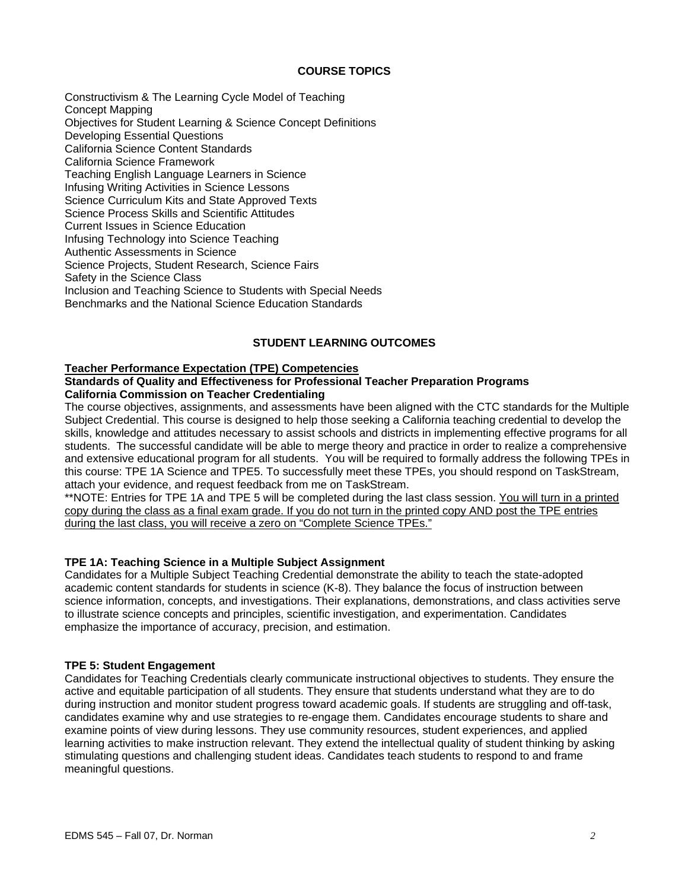## COURSE TOPICS

Constructivism & The Learning Cycle Model of Teaching
Concept Mapping
Objectives for Student Learning & Science Concept Definitions
Developing Essential Questions
California Science Content Standards
California Science Framework
Teaching English Language Learners in Science
Infusing Writing Activities in Science Lessons
Science Curriculum Kits and State Approved Texts
Science Process Skills and Scientific Attitudes
Current Issues in Science Education
Infusing Technology into Science Teaching
Authentic Assessments in Science
Science Projects, Student Research, Science Fairs
Safety in the Science Class
Inclusion and Teaching Science to Students with Special Needs
Benchmarks and the National Science Education Standards

## STUDENT LEARNING OUTCOMES

**Teacher Performance Expectation (TPE) Competencies**
**Standards of Quality and Effectiveness for Professional Teacher Preparation Programs**
**California Commission on Teacher Credentialing**

The course objectives, assignments, and assessments have been aligned with the CTC standards for the Multiple Subject Credential. This course is designed to help those seeking a California teaching credential to develop the skills, knowledge and attitudes necessary to assist schools and districts in implementing effective programs for all students. The successful candidate will be able to merge theory and practice in order to realize a comprehensive and extensive educational program for all students. You will be required to formally address the following TPEs in this course: TPE 1A Science and TPE5. To successfully meet these TPEs, you should respond on TaskStream, attach your evidence, and request feedback from me on TaskStream.

**NOTE: Entries for TPE 1A and TPE 5 will be completed during the last class session. You will turn in a printed copy during the class as a final exam grade. If you do not turn in the printed copy AND post the TPE entries during the last class, you will receive a zero on "Complete Science TPEs."

### TPE 1A: Teaching Science in a Multiple Subject Assignment

Candidates for a Multiple Subject Teaching Credential demonstrate the ability to teach the state-adopted academic content standards for students in science (K-8). They balance the focus of instruction between science information, concepts, and investigations. Their explanations, demonstrations, and class activities serve to illustrate science concepts and principles, scientific investigation, and experimentation. Candidates emphasize the importance of accuracy, precision, and estimation.

### TPE 5: Student Engagement

Candidates for Teaching Credentials clearly communicate instructional objectives to students. They ensure the active and equitable participation of all students. They ensure that students understand what they are to do during instruction and monitor student progress toward academic goals. If students are struggling and off-task, candidates examine why and use strategies to re-engage them. Candidates encourage students to share and examine points of view during lessons. They use community resources, student experiences, and applied learning activities to make instruction relevant. They extend the intellectual quality of student thinking by asking stimulating questions and challenging student ideas. Candidates teach students to respond to and frame meaningful questions.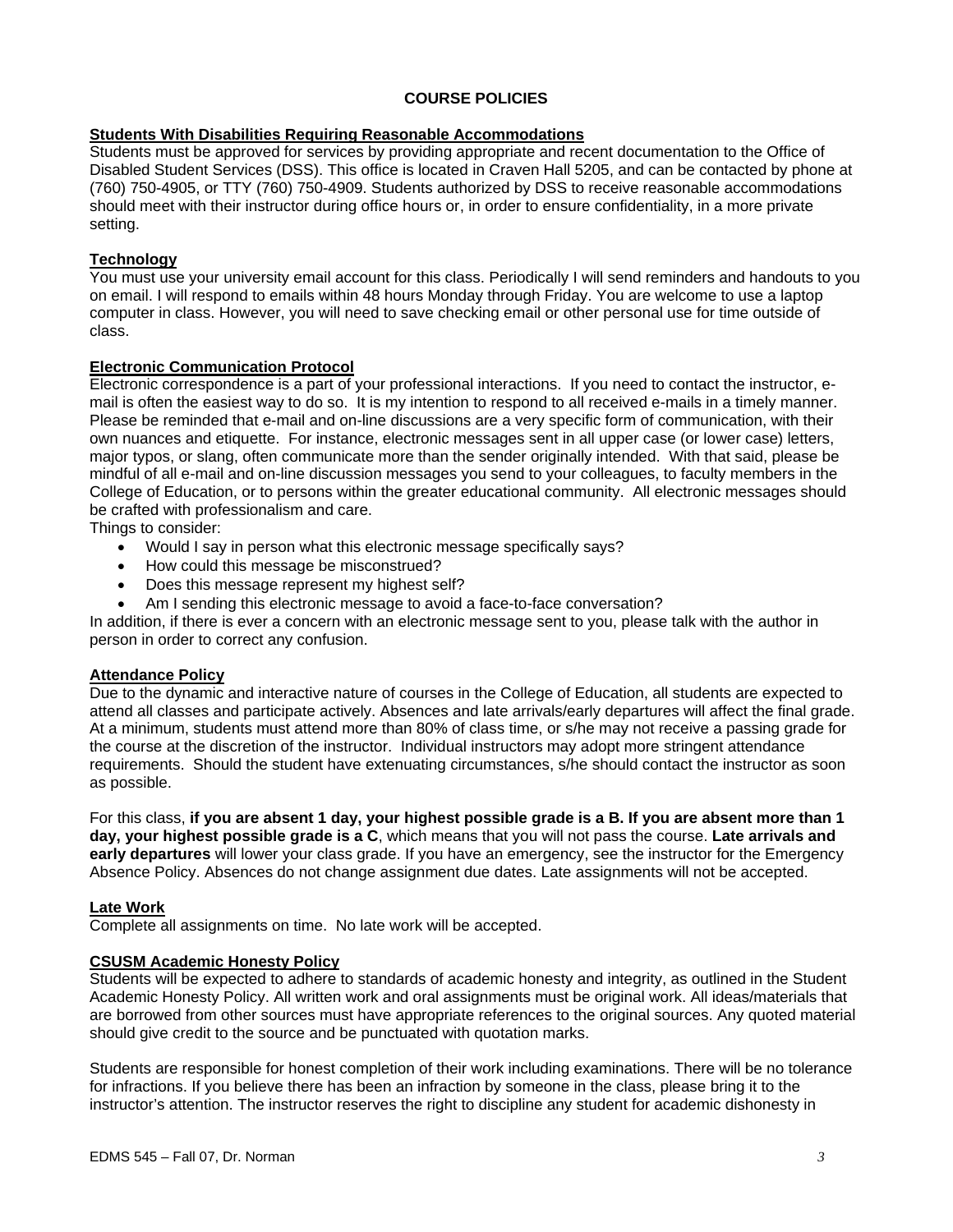## COURSE POLICIES

**Students With Disabilities Requiring Reasonable Accommodations**

Students must be approved for services by providing appropriate and recent documentation to the Office of Disabled Student Services (DSS). This office is located in Craven Hall 5205, and can be contacted by phone at (760) 750-4905, or TTY (760) 750-4909. Students authorized by DSS to receive reasonable accommodations should meet with their instructor during office hours or, in order to ensure confidentiality, in a more private setting.

**Technology**

You must use your university email account for this class. Periodically I will send reminders and handouts to you on email. I will respond to emails within 48 hours Monday through Friday. You are welcome to use a laptop computer in class. However, you will need to save checking email or other personal use for time outside of class.

**Electronic Communication Protocol**

Electronic correspondence is a part of your professional interactions. If you need to contact the instructor, e-mail is often the easiest way to do so. It is my intention to respond to all received e-mails in a timely manner. Please be reminded that e-mail and on-line discussions are a very specific form of communication, with their own nuances and etiquette. For instance, electronic messages sent in all upper case (or lower case) letters, major typos, or slang, often communicate more than the sender originally intended. With that said, please be mindful of all e-mail and on-line discussion messages you send to your colleagues, to faculty members in the College of Education, or to persons within the greater educational community. All electronic messages should be crafted with professionalism and care.

Things to consider:

- Would I say in person what this electronic message specifically says?
- How could this message be misconstrued?
- Does this message represent my highest self?
- Am I sending this electronic message to avoid a face-to-face conversation?

In addition, if there is ever a concern with an electronic message sent to you, please talk with the author in person in order to correct any confusion.

**Attendance Policy**

Due to the dynamic and interactive nature of courses in the College of Education, all students are expected to attend all classes and participate actively. Absences and late arrivals/early departures will affect the final grade. At a minimum, students must attend more than 80% of class time, or s/he may not receive a passing grade for the course at the discretion of the instructor. Individual instructors may adopt more stringent attendance requirements. Should the student have extenuating circumstances, s/he should contact the instructor as soon as possible.

For this class, **if you are absent 1 day, your highest possible grade is a B. If you are absent more than 1 day, your highest possible grade is a C**, which means that you will not pass the course. **Late arrivals and early departures** will lower your class grade. If you have an emergency, see the instructor for the Emergency Absence Policy. Absences do not change assignment due dates. Late assignments will not be accepted.

**Late Work**

Complete all assignments on time. No late work will be accepted.

**CSUSM Academic Honesty Policy**

Students will be expected to adhere to standards of academic honesty and integrity, as outlined in the Student Academic Honesty Policy. All written work and oral assignments must be original work. All ideas/materials that are borrowed from other sources must have appropriate references to the original sources. Any quoted material should give credit to the source and be punctuated with quotation marks.

Students are responsible for honest completion of their work including examinations. There will be no tolerance for infractions. If you believe there has been an infraction by someone in the class, please bring it to the instructor's attention. The instructor reserves the right to discipline any student for academic dishonesty in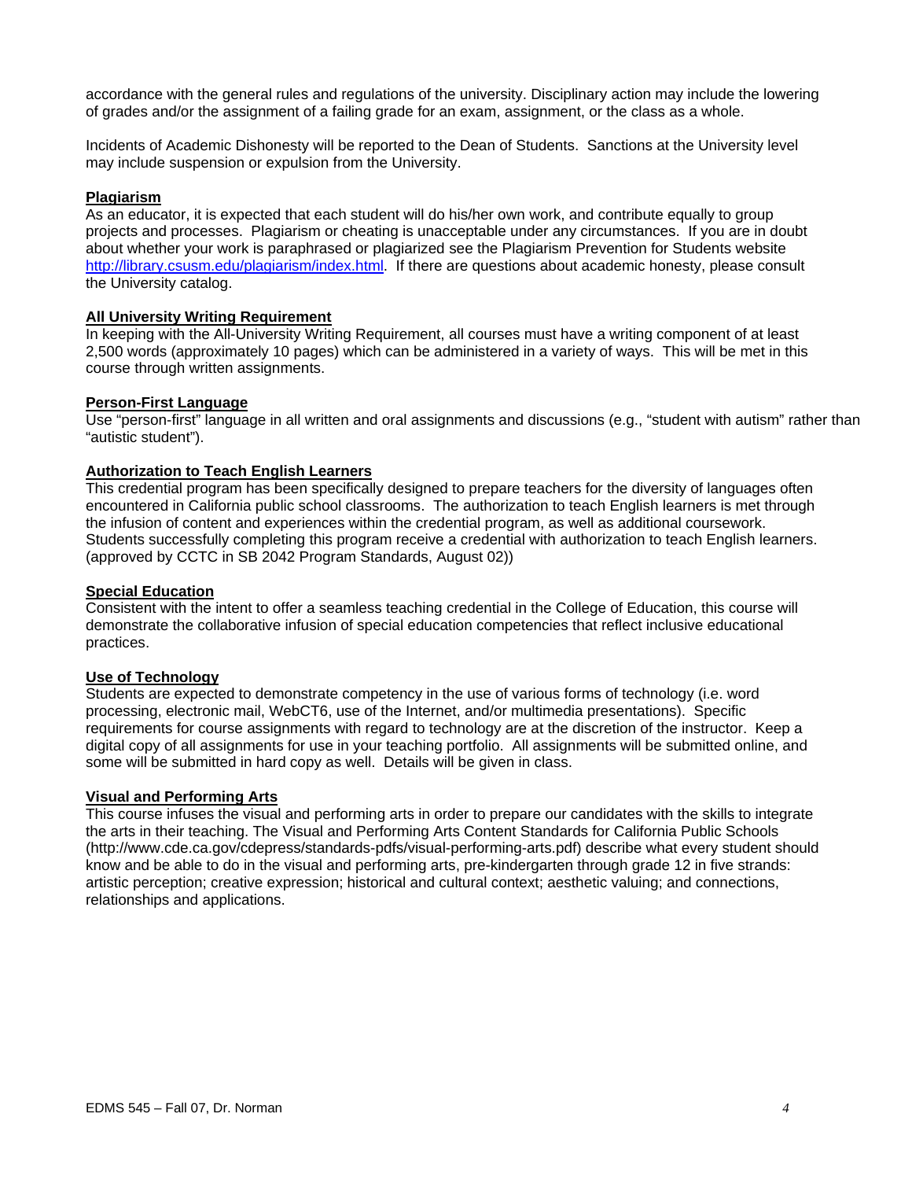accordance with the general rules and regulations of the university. Disciplinary action may include the lowering of grades and/or the assignment of a failing grade for an exam, assignment, or the class as a whole.

Incidents of Academic Dishonesty will be reported to the Dean of Students. Sanctions at the University level may include suspension or expulsion from the University.

**Plagiarism**

As an educator, it is expected that each student will do his/her own work, and contribute equally to group projects and processes. Plagiarism or cheating is unacceptable under any circumstances. If you are in doubt about whether your work is paraphrased or plagiarized see the Plagiarism Prevention for Students website http://library.csusm.edu/plagiarism/index.html. If there are questions about academic honesty, please consult the University catalog.

**All University Writing Requirement**

In keeping with the All-University Writing Requirement, all courses must have a writing component of at least 2,500 words (approximately 10 pages) which can be administered in a variety of ways. This will be met in this course through written assignments.

**Person-First Language**

Use "person-first" language in all written and oral assignments and discussions (e.g., "student with autism" rather than "autistic student").

**Authorization to Teach English Learners**

This credential program has been specifically designed to prepare teachers for the diversity of languages often encountered in California public school classrooms. The authorization to teach English learners is met through the infusion of content and experiences within the credential program, as well as additional coursework. Students successfully completing this program receive a credential with authorization to teach English learners. (approved by CCTC in SB 2042 Program Standards, August 02))

**Special Education**

Consistent with the intent to offer a seamless teaching credential in the College of Education, this course will demonstrate the collaborative infusion of special education competencies that reflect inclusive educational practices.

**Use of Technology**

Students are expected to demonstrate competency in the use of various forms of technology (i.e. word processing, electronic mail, WebCT6, use of the Internet, and/or multimedia presentations). Specific requirements for course assignments with regard to technology are at the discretion of the instructor. Keep a digital copy of all assignments for use in your teaching portfolio. All assignments will be submitted online, and some will be submitted in hard copy as well. Details will be given in class.

**Visual and Performing Arts**

This course infuses the visual and performing arts in order to prepare our candidates with the skills to integrate the arts in their teaching. The Visual and Performing Arts Content Standards for California Public Schools (http://www.cde.ca.gov/cdepress/standards-pdfs/visual-performing-arts.pdf) describe what every student should know and be able to do in the visual and performing arts, pre-kindergarten through grade 12 in five strands: artistic perception; creative expression; historical and cultural context; aesthetic valuing; and connections, relationships and applications.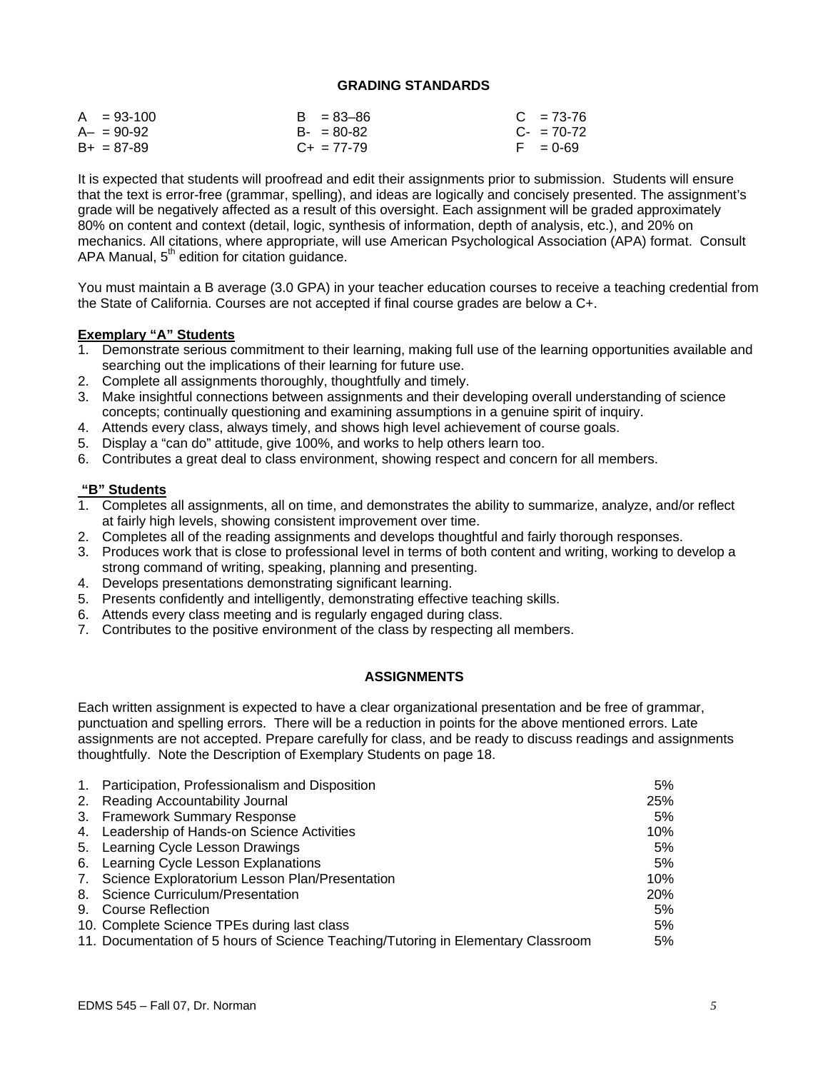## GRADING STANDARDS

| | | |
|---|---|---|
| A = 93-100 | B = 83–86 | C = 73-76 |
| A– = 90-92 | B- = 80-82 | C- = 70-72 |
| B+ = 87-89 | C+ = 77-79 | F = 0-69 |

It is expected that students will proofread and edit their assignments prior to submission. Students will ensure that the text is error-free (grammar, spelling), and ideas are logically and concisely presented. The assignment's grade will be negatively affected as a result of this oversight. Each assignment will be graded approximately 80% on content and context (detail, logic, synthesis of information, depth of analysis, etc.), and 20% on mechanics. All citations, where appropriate, will use American Psychological Association (APA) format. Consult APA Manual, 5th edition for citation guidance.

You must maintain a B average (3.0 GPA) in your teacher education courses to receive a teaching credential from the State of California. Courses are not accepted if final course grades are below a C+.

**Exemplary "A" Students**

1. Demonstrate serious commitment to their learning, making full use of the learning opportunities available and searching out the implications of their learning for future use.
2. Complete all assignments thoroughly, thoughtfully and timely.
3. Make insightful connections between assignments and their developing overall understanding of science concepts; continually questioning and examining assumptions in a genuine spirit of inquiry.
4. Attends every class, always timely, and shows high level achievement of course goals.
5. Display a "can do" attitude, give 100%, and works to help others learn too.
6. Contributes a great deal to class environment, showing respect and concern for all members.

**"B" Students**

1. Completes all assignments, all on time, and demonstrates the ability to summarize, analyze, and/or reflect at fairly high levels, showing consistent improvement over time.
2. Completes all of the reading assignments and develops thoughtful and fairly thorough responses.
3. Produces work that is close to professional level in terms of both content and writing, working to develop a strong command of writing, speaking, planning and presenting.
4. Develops presentations demonstrating significant learning.
5. Presents confidently and intelligently, demonstrating effective teaching skills.
6. Attends every class meeting and is regularly engaged during class.
7. Contributes to the positive environment of the class by respecting all members.

## ASSIGNMENTS

Each written assignment is expected to have a clear organizational presentation and be free of grammar, punctuation and spelling errors. There will be a reduction in points for the above mentioned errors. Late assignments are not accepted. Prepare carefully for class, and be ready to discuss readings and assignments thoughtfully. Note the Description of Exemplary Students on page 18.

| | |
|---|---|
| 1. Participation, Professionalism and Disposition | 5% |
| 2. Reading Accountability Journal | 25% |
| 3. Framework Summary Response | 5% |
| 4. Leadership of Hands-on Science Activities | 10% |
| 5. Learning Cycle Lesson Drawings | 5% |
| 6. Learning Cycle Lesson Explanations | 5% |
| 7. Science Exploratorium Lesson Plan/Presentation | 10% |
| 8. Science Curriculum/Presentation | 20% |
| 9. Course Reflection | 5% |
| 10. Complete Science TPEs during last class | 5% |
| 11. Documentation of 5 hours of Science Teaching/Tutoring in Elementary Classroom | 5% |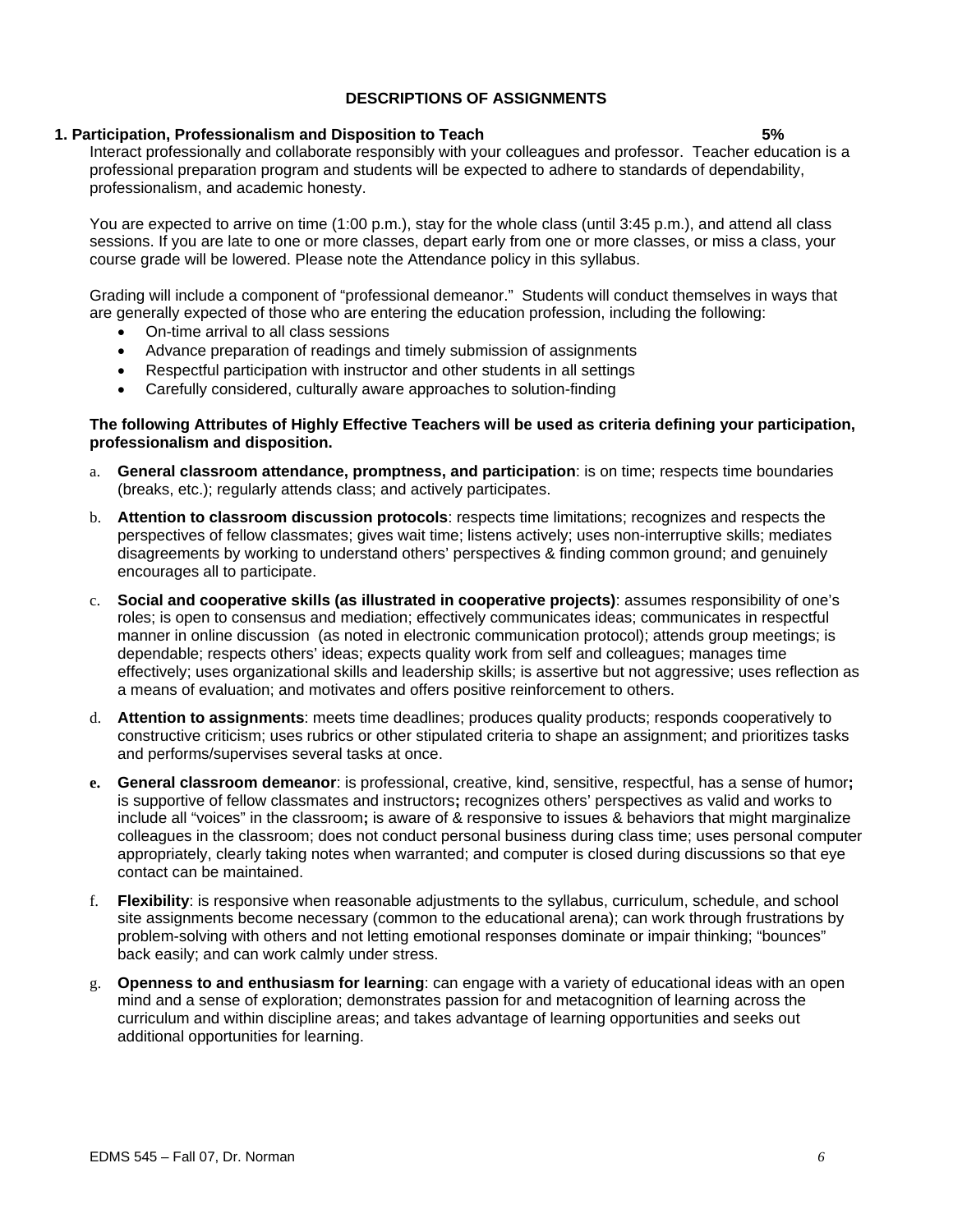## DESCRIPTIONS OF ASSIGNMENTS

### 1. Participation, Professionalism and Disposition to Teach 5%

Interact professionally and collaborate responsibly with your colleagues and professor. Teacher education is a professional preparation program and students will be expected to adhere to standards of dependability, professionalism, and academic honesty.

You are expected to arrive on time (1:00 p.m.), stay for the whole class (until 3:45 p.m.), and attend all class sessions. If you are late to one or more classes, depart early from one or more classes, or miss a class, your course grade will be lowered. Please note the Attendance policy in this syllabus.

Grading will include a component of "professional demeanor." Students will conduct themselves in ways that are generally expected of those who are entering the education profession, including the following:

- On-time arrival to all class sessions
- Advance preparation of readings and timely submission of assignments
- Respectful participation with instructor and other students in all settings
- Carefully considered, culturally aware approaches to solution-finding

**The following Attributes of Highly Effective Teachers will be used as criteria defining your participation, professionalism and disposition.**

a. **General classroom attendance, promptness, and participation**: is on time; respects time boundaries (breaks, etc.); regularly attends class; and actively participates.

b. **Attention to classroom discussion protocols**: respects time limitations; recognizes and respects the perspectives of fellow classmates; gives wait time; listens actively; uses non-interruptive skills; mediates disagreements by working to understand others' perspectives & finding common ground; and genuinely encourages all to participate.

c. **Social and cooperative skills (as illustrated in cooperative projects)**: assumes responsibility of one's roles; is open to consensus and mediation; effectively communicates ideas; communicates in respectful manner in online discussion (as noted in electronic communication protocol); attends group meetings; is dependable; respects others' ideas; expects quality work from self and colleagues; manages time effectively; uses organizational skills and leadership skills; is assertive but not aggressive; uses reflection as a means of evaluation; and motivates and offers positive reinforcement to others.

d. **Attention to assignments**: meets time deadlines; produces quality products; responds cooperatively to constructive criticism; uses rubrics or other stipulated criteria to shape an assignment; and prioritizes tasks and performs/supervises several tasks at once.

e. **General classroom demeanor**: is professional, creative, kind, sensitive, respectful, has a sense of humor**;** is supportive of fellow classmates and instructors**;** recognizes others' perspectives as valid and works to include all "voices" in the classroom**;** is aware of & responsive to issues & behaviors that might marginalize colleagues in the classroom; does not conduct personal business during class time; uses personal computer appropriately, clearly taking notes when warranted; and computer is closed during discussions so that eye contact can be maintained.

f. **Flexibility**: is responsive when reasonable adjustments to the syllabus, curriculum, schedule, and school site assignments become necessary (common to the educational arena); can work through frustrations by problem-solving with others and not letting emotional responses dominate or impair thinking; "bounces" back easily; and can work calmly under stress.

g. **Openness to and enthusiasm for learning**: can engage with a variety of educational ideas with an open mind and a sense of exploration; demonstrates passion for and metacognition of learning across the curriculum and within discipline areas; and takes advantage of learning opportunities and seeks out additional opportunities for learning.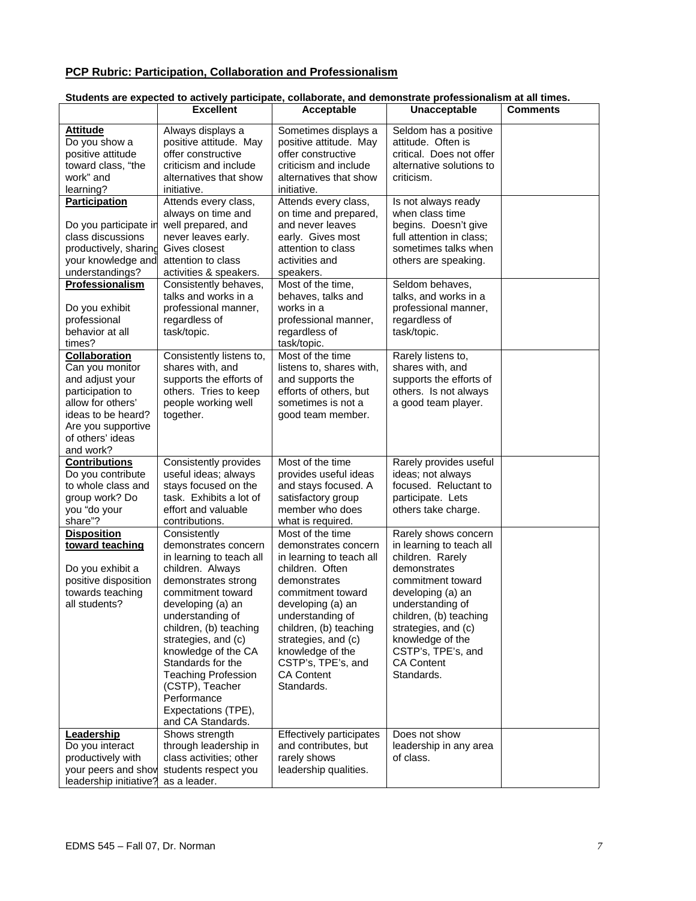**PCP Rubric: Participation, Collaboration and Professionalism**

**Students are expected to actively participate, collaborate, and demonstrate professionalism at all times.**

| | Excellent | Acceptable | Unacceptable | Comments |
|---|---|---|---|---|
| **Attitude** Do you show a positive attitude toward class, "the work" and learning? | Always displays a positive attitude. May offer constructive criticism and include alternatives that show initiative. | Sometimes displays a positive attitude. May offer constructive criticism and include alternatives that show initiative. | Seldom has a positive attitude. Often is critical. Does not offer alternative solutions to criticism. | |
| **Participation** Do you participate in class discussions productively, sharing your knowledge and understandings? | Attends every class, always on time and well prepared, and never leaves early. Gives closest attention to class activities & speakers. | Attends every class, on time and prepared, and never leaves early. Gives most attention to class activities and speakers. | Is not always ready when class time begins. Doesn't give full attention in class; sometimes talks when others are speaking. | |
| **Professionalism** Do you exhibit professional behavior at all times? | Consistently behaves, talks and works in a professional manner, regardless of task/topic. | Most of the time, behaves, talks and works in a professional manner, regardless of task/topic. | Seldom behaves, talks, and works in a professional manner, regardless of task/topic. | |
| **Collaboration** Can you monitor and adjust your participation to allow for others' ideas to be heard? Are you supportive of others' ideas and work? | Consistently listens to, shares with, and supports the efforts of others. Tries to keep people working well together. | Most of the time listens to, shares with, and supports the efforts of others, but sometimes is not a good team member. | Rarely listens to, shares with, and supports the efforts of others. Is not always a good team player. | |
| **Contributions** Do you contribute to whole class and group work? Do you "do your share"? | Consistently provides useful ideas; always stays focused on the task. Exhibits a lot of effort and valuable contributions. | Most of the time provides useful ideas and stays focused. A satisfactory group member who does what is required. | Rarely provides useful ideas; not always focused. Reluctant to participate. Lets others take charge. | |
| **Disposition toward teaching** Do you exhibit a positive disposition towards teaching all students? | Consistently demonstrates concern in learning to teach all children. Always demonstrates strong commitment toward developing (a) an understanding of children, (b) teaching strategies, and (c) knowledge of the CA Standards for the Teaching Profession (CSTP), Teacher Performance Expectations (TPE), and CA Standards. | Most of the time demonstrates concern in learning to teach all children. Often demonstrates commitment toward developing (a) an understanding of children, (b) teaching strategies, and (c) knowledge of the CSTP's, TPE's, and CA Content Standards. | Rarely shows concern in learning to teach all children. Rarely demonstrates commitment toward developing (a) an understanding of children, (b) teaching strategies, and (c) knowledge of the CSTP's, TPE's, and CA Content Standards. | |
| **Leadership** Do you interact productively with your peers and show leadership initiative? | Shows strength through leadership in class activities; other students respect you as a leader. | Effectively participates and contributes, but rarely shows leadership qualities. | Does not show leadership in any area of class. | |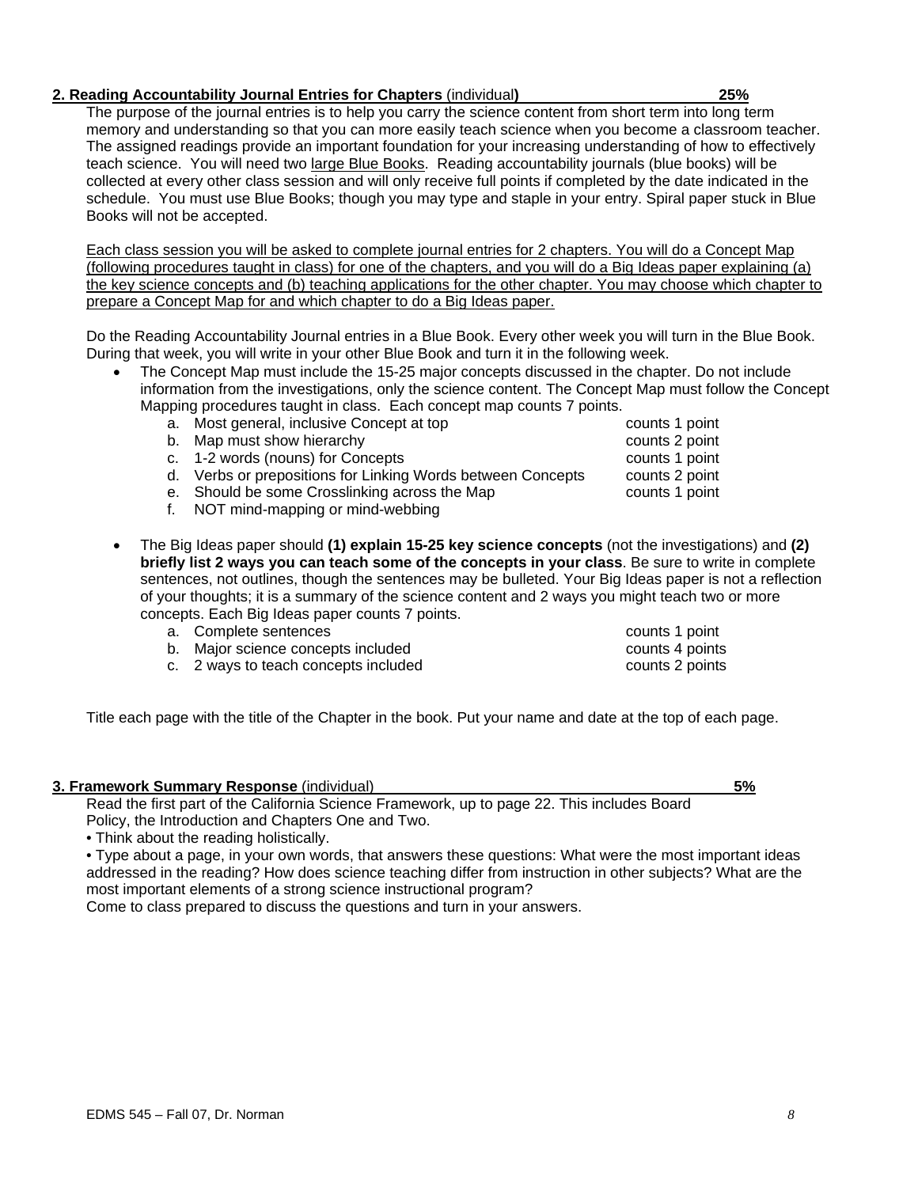**2. Reading Accountability Journal Entries for Chapters** (individual**)** **25%**

The purpose of the journal entries is to help you carry the science content from short term into long term memory and understanding so that you can more easily teach science when you become a classroom teacher. The assigned readings provide an important foundation for your increasing understanding of how to effectively teach science. You will need two large Blue Books. Reading accountability journals (blue books) will be collected at every other class session and will only receive full points if completed by the date indicated in the schedule. You must use Blue Books; though you may type and staple in your entry. Spiral paper stuck in Blue Books will not be accepted.

Each class session you will be asked to complete journal entries for 2 chapters. You will do a Concept Map (following procedures taught in class) for one of the chapters, and you will do a Big Ideas paper explaining (a) the key science concepts and (b) teaching applications for the other chapter. You may choose which chapter to prepare a Concept Map for and which chapter to do a Big Ideas paper.

Do the Reading Accountability Journal entries in a Blue Book. Every other week you will turn in the Blue Book. During that week, you will write in your other Blue Book and turn it in the following week.

- The Concept Map must include the 15-25 major concepts discussed in the chapter. Do not include information from the investigations, only the science content. The Concept Map must follow the Concept Mapping procedures taught in class. Each concept map counts 7 points.
  a. Most general, inclusive Concept at top — counts 1 point
  b. Map must show hierarchy — counts 2 point
  c. 1-2 words (nouns) for Concepts — counts 1 point
  d. Verbs or prepositions for Linking Words between Concepts — counts 2 point
  e. Should be some Crosslinking across the Map — counts 1 point
  f. NOT mind-mapping or mind-webbing

- The Big Ideas paper should **(1) explain 15-25 key science concepts** (not the investigations) and **(2) briefly list 2 ways you can teach some of the concepts in your class**. Be sure to write in complete sentences, not outlines, though the sentences may be bulleted. Your Big Ideas paper is not a reflection of your thoughts; it is a summary of the science content and 2 ways you might teach two or more concepts. Each Big Ideas paper counts 7 points.
  a. Complete sentences — counts 1 point
  b. Major science concepts included — counts 4 points
  c. 2 ways to teach concepts included — counts 2 points

Title each page with the title of the Chapter in the book. Put your name and date at the top of each page.

**3. Framework Summary Response** (individual) **5%**

Read the first part of the California Science Framework, up to page 22. This includes Board Policy, the Introduction and Chapters One and Two.

• Think about the reading holistically.

• Type about a page, in your own words, that answers these questions: What were the most important ideas addressed in the reading? How does science teaching differ from instruction in other subjects? What are the most important elements of a strong science instructional program?

Come to class prepared to discuss the questions and turn in your answers.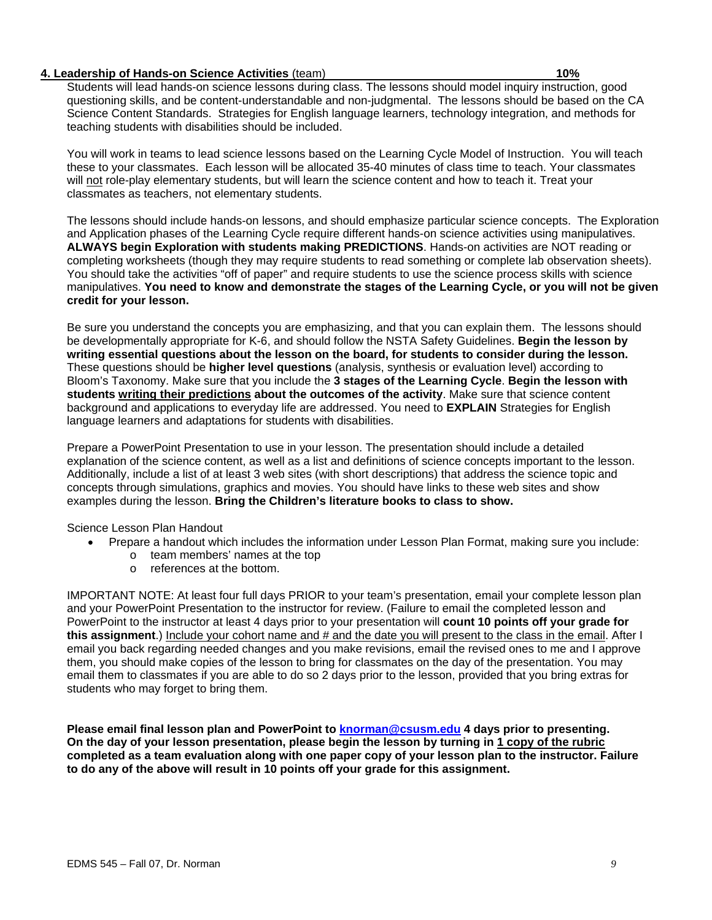**4. Leadership of Hands-on Science Activities** (team) **10%**

Students will lead hands-on science lessons during class. The lessons should model inquiry instruction, good questioning skills, and be content-understandable and non-judgmental. The lessons should be based on the CA Science Content Standards. Strategies for English language learners, technology integration, and methods for teaching students with disabilities should be included.

You will work in teams to lead science lessons based on the Learning Cycle Model of Instruction. You will teach these to your classmates. Each lesson will be allocated 35-40 minutes of class time to teach. Your classmates will not role-play elementary students, but will learn the science content and how to teach it. Treat your classmates as teachers, not elementary students.

The lessons should include hands-on lessons, and should emphasize particular science concepts. The Exploration and Application phases of the Learning Cycle require different hands-on science activities using manipulatives. **ALWAYS begin Exploration with students making PREDICTIONS**. Hands-on activities are NOT reading or completing worksheets (though they may require students to read something or complete lab observation sheets). You should take the activities "off of paper" and require students to use the science process skills with science manipulatives. **You need to know and demonstrate the stages of the Learning Cycle, or you will not be given credit for your lesson.**

Be sure you understand the concepts you are emphasizing, and that you can explain them. The lessons should be developmentally appropriate for K-6, and should follow the NSTA Safety Guidelines. **Begin the lesson by writing essential questions about the lesson on the board, for students to consider during the lesson.** These questions should be **higher level questions** (analysis, synthesis or evaluation level) according to Bloom's Taxonomy. Make sure that you include the **3 stages of the Learning Cycle**. **Begin the lesson with students writing their predictions about the outcomes of the activity**. Make sure that science content background and applications to everyday life are addressed. You need to **EXPLAIN** Strategies for English language learners and adaptations for students with disabilities.

Prepare a PowerPoint Presentation to use in your lesson. The presentation should include a detailed explanation of the science content, as well as a list and definitions of science concepts important to the lesson. Additionally, include a list of at least 3 web sites (with short descriptions) that address the science topic and concepts through simulations, graphics and movies. You should have links to these web sites and show examples during the lesson. **Bring the Children's literature books to class to show.**

Science Lesson Plan Handout

- Prepare a handout which includes the information under Lesson Plan Format, making sure you include:
  - team members' names at the top
  - references at the bottom.

IMPORTANT NOTE: At least four full days PRIOR to your team's presentation, email your complete lesson plan and your PowerPoint Presentation to the instructor for review. (Failure to email the completed lesson and PowerPoint to the instructor at least 4 days prior to your presentation will **count 10 points off your grade for this assignment**.) Include your cohort name and # and the date you will present to the class in the email. After I email you back regarding needed changes and you make revisions, email the revised ones to me and I approve them, you should make copies of the lesson to bring for classmates on the day of the presentation. You may email them to classmates if you are able to do so 2 days prior to the lesson, provided that you bring extras for students who may forget to bring them.

**Please email final lesson plan and PowerPoint to knorman@csusm.edu 4 days prior to presenting. On the day of your lesson presentation, please begin the lesson by turning in 1 copy of the rubric completed as a team evaluation along with one paper copy of your lesson plan to the instructor. Failure to do any of the above will result in 10 points off your grade for this assignment.**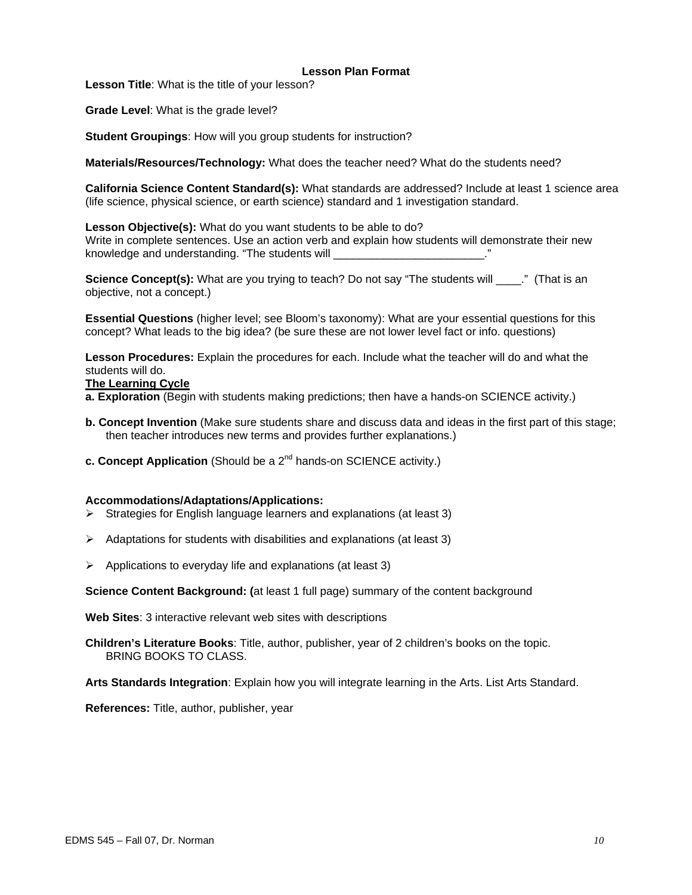## Lesson Plan Format

**Lesson Title**: What is the title of your lesson?

**Grade Level**: What is the grade level?

**Student Groupings**: How will you group students for instruction?

**Materials/Resources/Technology:** What does the teacher need? What do the students need?

**California Science Content Standard(s):** What standards are addressed? Include at least 1 science area (life science, physical science, or earth science) standard and 1 investigation standard.

**Lesson Objective(s):** What do you want students to be able to do?
Write in complete sentences. Use an action verb and explain how students will demonstrate their new knowledge and understanding. "The students will ________________________."

**Science Concept(s):** What are you trying to teach? Do not say "The students will ____." (That is an objective, not a concept.)

**Essential Questions** (higher level; see Bloom's taxonomy): What are your essential questions for this concept? What leads to the big idea? (be sure these are not lower level fact or info. questions)

**Lesson Procedures:** Explain the procedures for each. Include what the teacher will do and what the students will do.

**<u>The Learning Cycle</u>**

**a. Exploration** (Begin with students making predictions; then have a hands-on SCIENCE activity.)

**b. Concept Invention** (Make sure students share and discuss data and ideas in the first part of this stage; then teacher introduces new terms and provides further explanations.)

**c. Concept Application** (Should be a 2nd hands-on SCIENCE activity.)

**Accommodations/Adaptations/Applications:**

- Strategies for English language learners and explanations (at least 3)
- Adaptations for students with disabilities and explanations (at least 3)
- Applications to everyday life and explanations (at least 3)

**Science Content Background: (**at least 1 full page) summary of the content background

**Web Sites**: 3 interactive relevant web sites with descriptions

**Children's Literature Books**: Title, author, publisher, year of 2 children's books on the topic. BRING BOOKS TO CLASS.

**Arts Standards Integration**: Explain how you will integrate learning in the Arts. List Arts Standard.

**References:** Title, author, publisher, year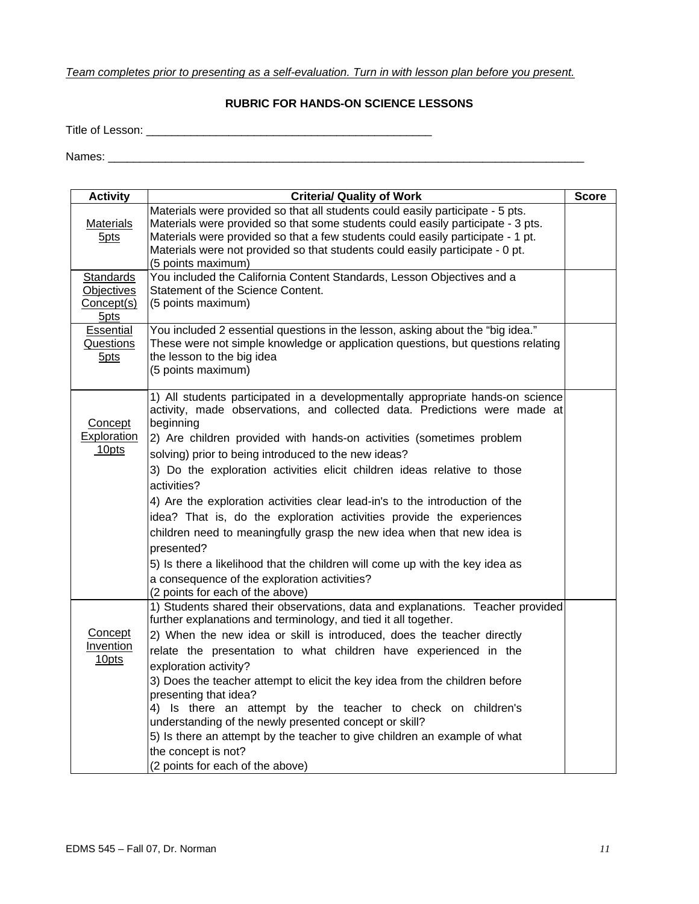*Team completes prior to presenting as a self-evaluation. Turn in with lesson plan before you present.*

**RUBRIC FOR HANDS-ON SCIENCE LESSONS**

Title of Lesson: _______________________________________________

Names: ________________________________________________________________________________

| Activity | Criteria/ Quality of Work | Score |
|---|---|---|
| Materials 5pts | Materials were provided so that all students could easily participate - 5 pts.<br>Materials were provided so that some students could easily participate - 3 pts.<br>Materials were provided so that a few students could easily participate - 1 pt.<br>Materials were not provided so that students could easily participate - 0 pt.<br>(5 points maximum) | |
| Standards Objectives Concept(s) 5pts | You included the California Content Standards, Lesson Objectives and a Statement of the Science Content.<br>(5 points maximum) | |
| Essential Questions 5pts | You included 2 essential questions in the lesson, asking about the "big idea." These were not simple knowledge or application questions, but questions relating the lesson to the big idea<br>(5 points maximum) | |
| Concept Exploration 10pts | 1) All students participated in a developmentally appropriate hands-on science activity, made observations, and collected data. Predictions were made at beginning<br>2) Are children provided with hands-on activities (sometimes problem solving) prior to being introduced to the new ideas?<br>3) Do the exploration activities elicit children ideas relative to those activities?<br>4) Are the exploration activities clear lead-in's to the introduction of the idea? That is, do the exploration activities provide the experiences children need to meaningfully grasp the new idea when that new idea is presented?<br>5) Is there a likelihood that the children will come up with the key idea as a consequence of the exploration activities?<br>(2 points for each of the above) | |
| Concept Invention 10pts | 1) Students shared their observations, data and explanations. Teacher provided further explanations and terminology, and tied it all together.<br>2) When the new idea or skill is introduced, does the teacher directly relate the presentation to what children have experienced in the exploration activity?<br>3) Does the teacher attempt to elicit the key idea from the children before presenting that idea?<br>4) Is there an attempt by the teacher to check on children's understanding of the newly presented concept or skill?<br>5) Is there an attempt by the teacher to give children an example of what the concept is not?<br>(2 points for each of the above) | |

EDMS 545 – Fall 07, Dr. Norman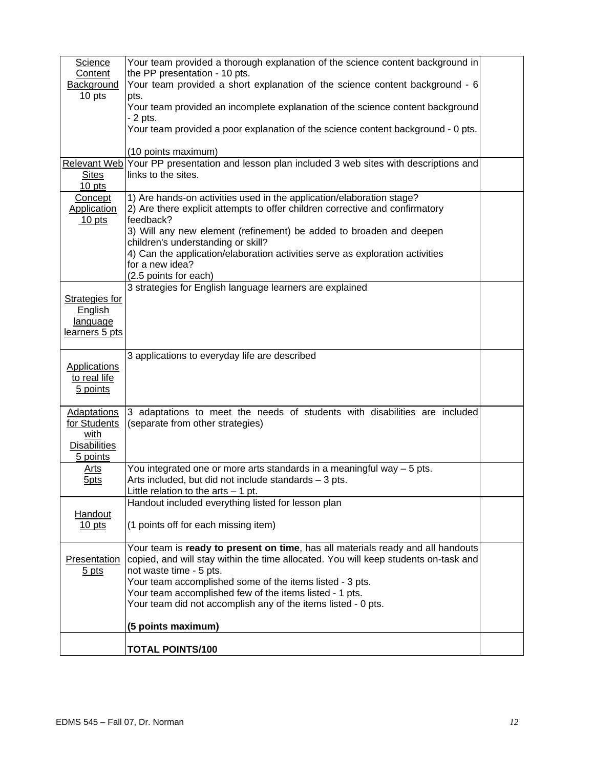| | | |
|---|---|---|
| Science Content Background 10 pts | Your team provided a thorough explanation of the science content background in the PP presentation - 10 pts.<br>Your team provided a short explanation of the science content background - 6 pts.<br>Your team provided an incomplete explanation of the science content background - 2 pts.<br>Your team provided a poor explanation of the science content background - 0 pts.<br><br>(10 points maximum) | |
| Relevant Web Sites 10 pts | Your PP presentation and lesson plan included 3 web sites with descriptions and links to the sites. | |
| Concept Application 10 pts | 1) Are hands-on activities used in the application/elaboration stage?<br>2) Are there explicit attempts to offer children corrective and confirmatory feedback?<br>3) Will any new element (refinement) be added to broaden and deepen children's understanding or skill?<br>4) Can the application/elaboration activities serve as exploration activities for a new idea?<br>(2.5 points for each) | |
| Strategies for English language learners 5 pts | 3 strategies for English language learners are explained | |
| Applications to real life 5 points | 3 applications to everyday life are described | |
| Adaptations for Students with Disabilities 5 points | 3 adaptations to meet the needs of students with disabilities are included (separate from other strategies) | |
| Arts 5pts | You integrated one or more arts standards in a meaningful way – 5 pts.<br>Arts included, but did not include standards – 3 pts.<br>Little relation to the arts – 1 pt. | |
| Handout 10 pts | Handout included everything listed for lesson plan<br><br>(1 points off for each missing item) | |
| Presentation 5 pts | Your team is **ready to present on time**, has all materials ready and all handouts copied, and will stay within the time allocated. You will keep students on-task and not waste time - 5 pts.<br>Your team accomplished some of the items listed - 3 pts.<br>Your team accomplished few of the items listed - 1 pts.<br>Your team did not accomplish any of the items listed - 0 pts.<br><br>**(5 points maximum)** | |
| | **TOTAL POINTS/100** | |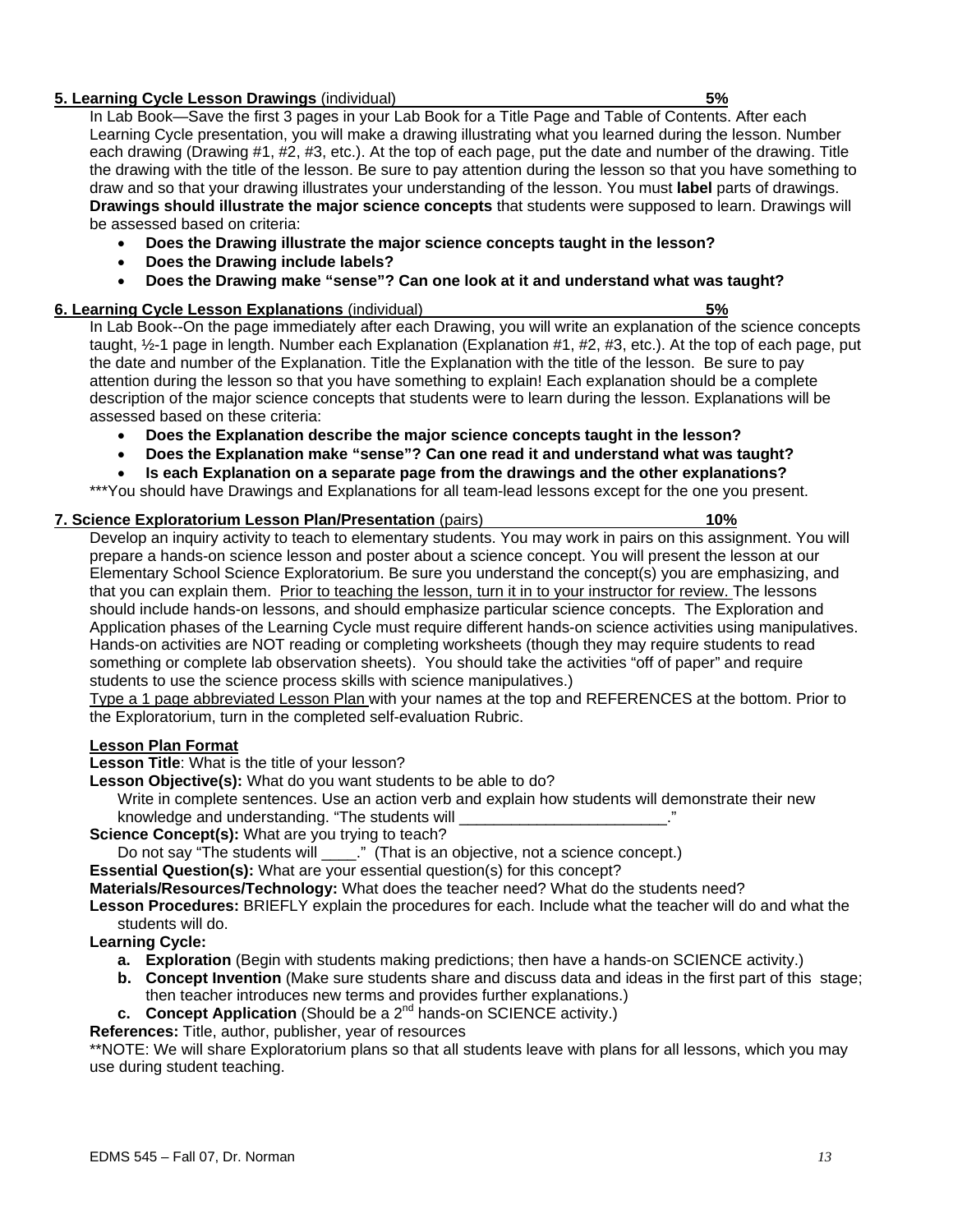**5. Learning Cycle Lesson Drawings** (individual) **5%**

In Lab Book—Save the first 3 pages in your Lab Book for a Title Page and Table of Contents. After each Learning Cycle presentation, you will make a drawing illustrating what you learned during the lesson. Number each drawing (Drawing #1, #2, #3, etc.). At the top of each page, put the date and number of the drawing. Title the drawing with the title of the lesson. Be sure to pay attention during the lesson so that you have something to draw and so that your drawing illustrates your understanding of the lesson. You must **label** parts of drawings. **Drawings should illustrate the major science concepts** that students were supposed to learn. Drawings will be assessed based on criteria:

- **Does the Drawing illustrate the major science concepts taught in the lesson?**
- **Does the Drawing include labels?**
- **Does the Drawing make "sense"? Can one look at it and understand what was taught?**

**6. Learning Cycle Lesson Explanations** (individual) **5%**

In Lab Book--On the page immediately after each Drawing, you will write an explanation of the science concepts taught, ½-1 page in length. Number each Explanation (Explanation #1, #2, #3, etc.). At the top of each page, put the date and number of the Explanation. Title the Explanation with the title of the lesson. Be sure to pay attention during the lesson so that you have something to explain! Each explanation should be a complete description of the major science concepts that students were to learn during the lesson. Explanations will be assessed based on these criteria:

- **Does the Explanation describe the major science concepts taught in the lesson?**
- **Does the Explanation make "sense"? Can one read it and understand what was taught?**
- **Is each Explanation on a separate page from the drawings and the other explanations?**

***You should have Drawings and Explanations for all team-lead lessons except for the one you present.

**7. Science Exploratorium Lesson Plan/Presentation** (pairs) **10%**

Develop an inquiry activity to teach to elementary students. You may work in pairs on this assignment. You will prepare a hands-on science lesson and poster about a science concept. You will present the lesson at our Elementary School Science Exploratorium. Be sure you understand the concept(s) you are emphasizing, and that you can explain them. Prior to teaching the lesson, turn it in to your instructor for review. The lessons should include hands-on lessons, and should emphasize particular science concepts. The Exploration and Application phases of the Learning Cycle must require different hands-on science activities using manipulatives. Hands-on activities are NOT reading or completing worksheets (though they may require students to read something or complete lab observation sheets). You should take the activities "off of paper" and require students to use the science process skills with science manipulatives.)

Type a 1 page abbreviated Lesson Plan with your names at the top and REFERENCES at the bottom. Prior to the Exploratorium, turn in the completed self-evaluation Rubric.

**Lesson Plan Format**

**Lesson Title**: What is the title of your lesson?

**Lesson Objective(s):** What do you want students to be able to do?
Write in complete sentences. Use an action verb and explain how students will demonstrate their new knowledge and understanding. "The students will ________________________."

**Science Concept(s):** What are you trying to teach?
Do not say "The students will ____." (That is an objective, not a science concept.)

**Essential Question(s):** What are your essential question(s) for this concept?

**Materials/Resources/Technology:** What does the teacher need? What do the students need?

**Lesson Procedures:** BRIEFLY explain the procedures for each. Include what the teacher will do and what the students will do.

**Learning Cycle:**

a. **Exploration** (Begin with students making predictions; then have a hands-on SCIENCE activity.)
b. **Concept Invention** (Make sure students share and discuss data and ideas in the first part of this stage; then teacher introduces new terms and provides further explanations.)
c. **Concept Application** (Should be a 2nd hands-on SCIENCE activity.)

**References:** Title, author, publisher, year of resources

**NOTE: We will share Exploratorium plans so that all students leave with plans for all lessons, which you may use during student teaching.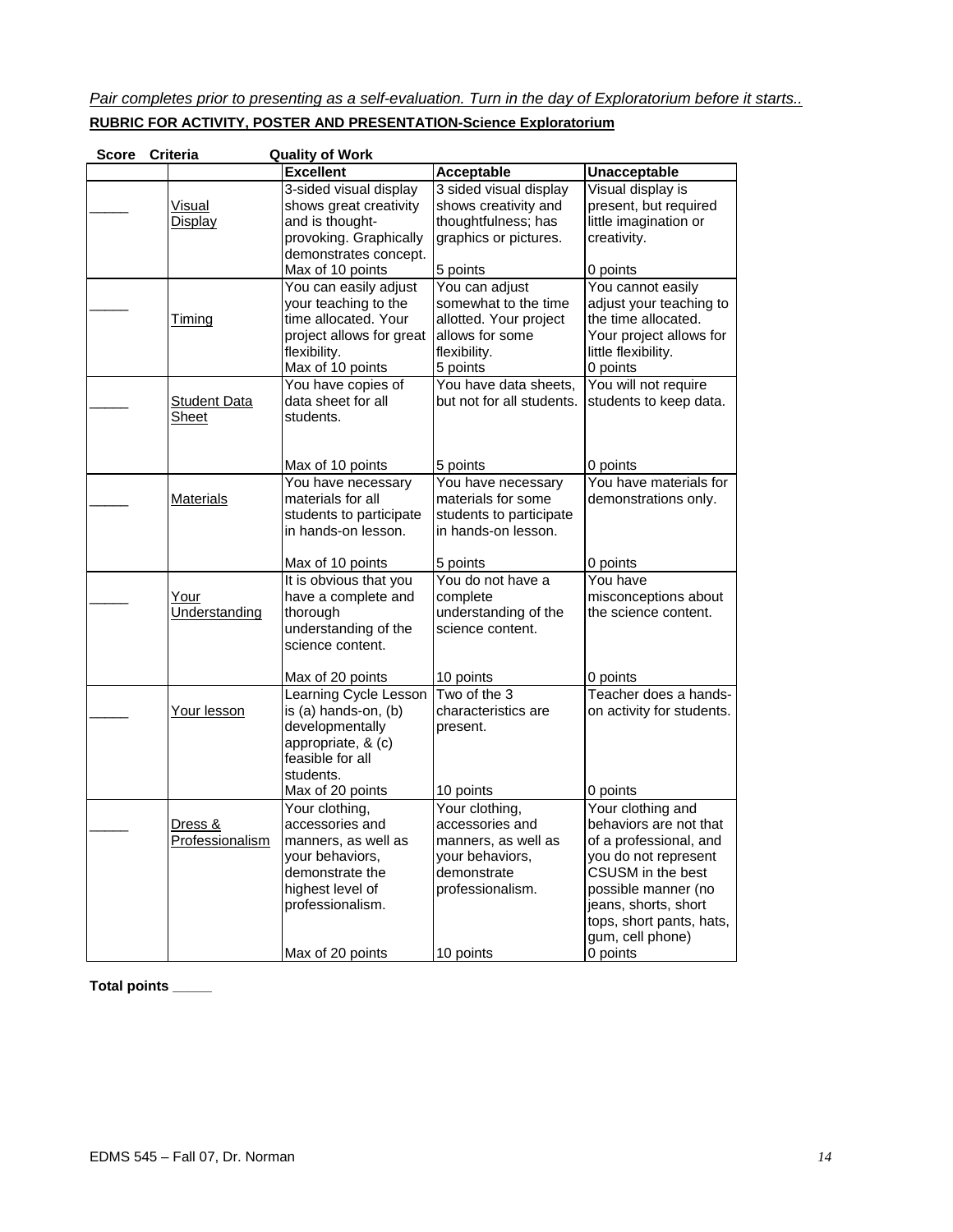*Pair completes prior to presenting as a self-evaluation. Turn in the day of Exploratorium before it starts..*

**RUBRIC FOR ACTIVITY, POSTER AND PRESENTATION-Science Exploratorium**

| Score | Criteria | Quality of Work: Excellent | Acceptable | Unacceptable |
|---|---|---|---|---|
| _____ | Visual Display | 3-sided visual display shows great creativity and is thought-provoking. Graphically demonstrates concept. Max of 10 points | 3 sided visual display shows creativity and thoughtfulness; has graphics or pictures. 5 points | Visual display is present, but required little imagination or creativity. 0 points |
| _____ | Timing | You can easily adjust your teaching to the time allocated. Your project allows for great flexibility. Max of 10 points | You can adjust somewhat to the time allotted. Your project allows for some flexibility. 5 points | You cannot easily adjust your teaching to the time allocated. Your project allows for little flexibility. 0 points |
| _____ | Student Data Sheet | You have copies of data sheet for all students. Max of 10 points | You have data sheets, but not for all students. 5 points | You will not require students to keep data. 0 points |
| _____ | Materials | You have necessary materials for all students to participate in hands-on lesson. Max of 10 points | You have necessary materials for some students to participate in hands-on lesson. 5 points | You have materials for demonstrations only. 0 points |
| _____ | Your Understanding | It is obvious that you have a complete and thorough understanding of the science content. Max of 20 points | You do not have a complete understanding of the science content. 10 points | You have misconceptions about the science content. 0 points |
| _____ | Your lesson | Learning Cycle Lesson is (a) hands-on, (b) developmentally appropriate, & (c) feasible for all students. Max of 20 points | Two of the 3 characteristics are present. 10 points | Teacher does a hands-on activity for students. 0 points |
| _____ | Dress & Professionalism | Your clothing, accessories and manners, as well as your behaviors, demonstrate the highest level of professionalism. Max of 20 points | Your clothing, accessories and manners, as well as your behaviors, demonstrate professionalism. 10 points | Your clothing and behaviors are not that of a professional, and you do not represent CSUSM in the best possible manner (no jeans, shorts, short tops, short pants, hats, gum, cell phone) 0 points |

**Total points _____**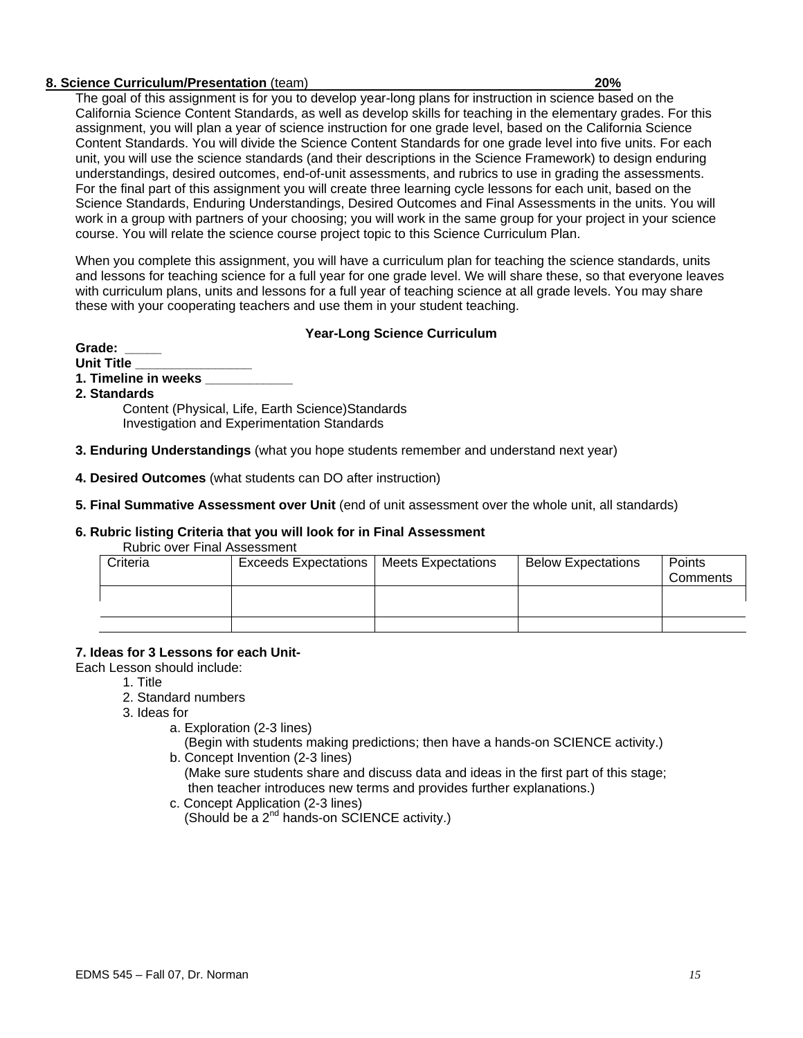**8. Science Curriculum/Presentation** (team) **20%**

The goal of this assignment is for you to develop year-long plans for instruction in science based on the California Science Content Standards, as well as develop skills for teaching in the elementary grades. For this assignment, you will plan a year of science instruction for one grade level, based on the California Science Content Standards. You will divide the Science Content Standards for one grade level into five units. For each unit, you will use the science standards (and their descriptions in the Science Framework) to design enduring understandings, desired outcomes, end-of-unit assessments, and rubrics to use in grading the assessments. For the final part of this assignment you will create three learning cycle lessons for each unit, based on the Science Standards, Enduring Understandings, Desired Outcomes and Final Assessments in the units. You will work in a group with partners of your choosing; you will work in the same group for your project in your science course. You will relate the science course project topic to this Science Curriculum Plan.

When you complete this assignment, you will have a curriculum plan for teaching the science standards, units and lessons for teaching science for a full year for one grade level. We will share these, so that everyone leaves with curriculum plans, units and lessons for a full year of teaching science at all grade levels. You may share these with your cooperating teachers and use them in your student teaching.

**Year-Long Science Curriculum**

**Grade: _____**
**Unit Title ________________**
**1. Timeline in weeks ____________**
**2. Standards**

Content (Physical, Life, Earth Science)Standards
Investigation and Experimentation Standards

**3. Enduring Understandings** (what you hope students remember and understand next year)

**4. Desired Outcomes** (what students can DO after instruction)

**5. Final Summative Assessment over Unit** (end of unit assessment over the whole unit, all standards)

**6. Rubric listing Criteria that you will look for in Final Assessment**

Rubric over Final Assessment

| Criteria | Exceeds Expectations | Meets Expectations | Below Expectations | Points Comments |
|---|---|---|---|---|
| | | | | |
| | | | | |

**7. Ideas for 3 Lessons for each Unit-**

Each Lesson should include:

1. Title
2. Standard numbers
3. Ideas for
   a. Exploration (2-3 lines)
      (Begin with students making predictions; then have a hands-on SCIENCE activity.)
   b. Concept Invention (2-3 lines)
      (Make sure students share and discuss data and ideas in the first part of this stage; then teacher introduces new terms and provides further explanations.)
   c. Concept Application (2-3 lines)
      (Should be a 2nd hands-on SCIENCE activity.)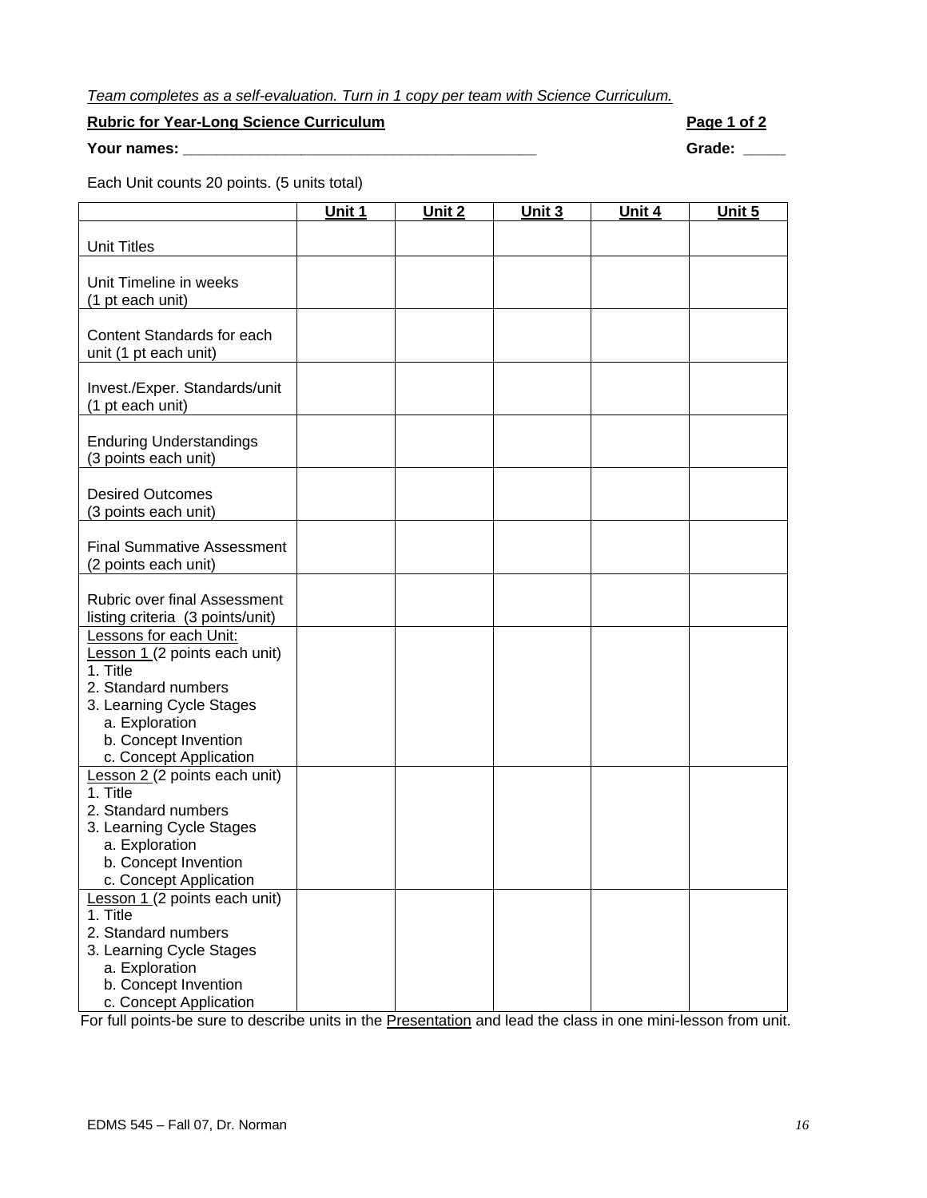*Team completes as a self-evaluation. Turn in 1 copy per team with Science Curriculum.*

**Rubric for Year-Long Science Curriculum** **Page 1 of 2**

**Your names: ___________________________________________** **Grade: _____**

Each Unit counts 20 points. (5 units total)

| | **Unit 1** | **Unit 2** | **Unit 3** | **Unit 4** | **Unit 5** |
|---|---|---|---|---|---|
| Unit Titles | | | | | |
| Unit Timeline in weeks (1 pt each unit) | | | | | |
| Content Standards for each unit (1 pt each unit) | | | | | |
| Invest./Exper. Standards/unit (1 pt each unit) | | | | | |
| Enduring Understandings (3 points each unit) | | | | | |
| Desired Outcomes (3 points each unit) | | | | | |
| Final Summative Assessment (2 points each unit) | | | | | |
| Rubric over final Assessment listing criteria (3 points/unit) | | | | | |
| Lessons for each Unit: Lesson 1 (2 points each unit) 1. Title 2. Standard numbers 3. Learning Cycle Stages a. Exploration b. Concept Invention c. Concept Application | | | | | |
| Lesson 2 (2 points each unit) 1. Title 2. Standard numbers 3. Learning Cycle Stages a. Exploration b. Concept Invention c. Concept Application | | | | | |
| Lesson 1 (2 points each unit) 1. Title 2. Standard numbers 3. Learning Cycle Stages a. Exploration b. Concept Invention c. Concept Application | | | | | |

For full points-be sure to describe units in the Presentation and lead the class in one mini-lesson from unit.

EDMS 545 – Fall 07, Dr. Norman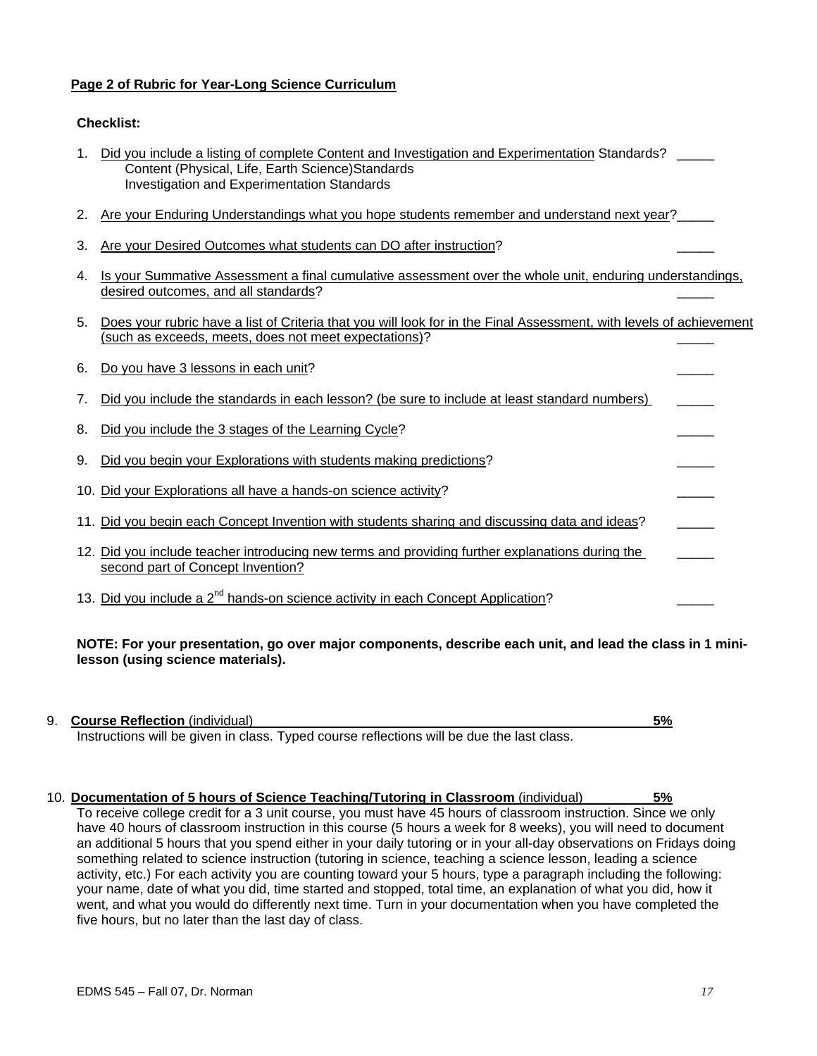**Page 2 of Rubric for Year-Long Science Curriculum**

**Checklist:**

1. Did you include a listing of complete Content and Investigation and Experimentation Standards? _____
   Content (Physical, Life, Earth Science)Standards
   Investigation and Experimentation Standards
2. Are your Enduring Understandings what you hope students remember and understand next year?_____
3. Are your Desired Outcomes what students can DO after instruction? _____
4. Is your Summative Assessment a final cumulative assessment over the whole unit, enduring understandings, desired outcomes, and all standards? _____
5. Does your rubric have a list of Criteria that you will look for in the Final Assessment, with levels of achievement (such as exceeds, meets, does not meet expectations)? _____
6. Do you have 3 lessons in each unit? _____
7. Did you include the standards in each lesson? (be sure to include at least standard numbers) _____
8. Did you include the 3 stages of the Learning Cycle? _____
9. Did you begin your Explorations with students making predictions? _____
10. Did your Explorations all have a hands-on science activity? _____
11. Did you begin each Concept Invention with students sharing and discussing data and ideas? _____
12. Did you include teacher introducing new terms and providing further explanations during the second part of Concept Invention? _____
13. Did you include a 2nd hands-on science activity in each Concept Application? _____

**NOTE: For your presentation, go over major components, describe each unit, and lead the class in 1 mini-lesson (using science materials).**

9. **Course Reflection** (individual) **5%**
   Instructions will be given in class. Typed course reflections will be due the last class.

10. **Documentation of 5 hours of Science Teaching/Tutoring in Classroom** (individual) **5%**
    To receive college credit for a 3 unit course, you must have 45 hours of classroom instruction. Since we only have 40 hours of classroom instruction in this course (5 hours a week for 8 weeks), you will need to document an additional 5 hours that you spend either in your daily tutoring or in your all-day observations on Fridays doing something related to science instruction (tutoring in science, teaching a science lesson, leading a science activity, etc.) For each activity you are counting toward your 5 hours, type a paragraph including the following: your name, date of what you did, time started and stopped, total time, an explanation of what you did, how it went, and what you would do differently next time. Turn in your documentation when you have completed the five hours, but no later than the last day of class.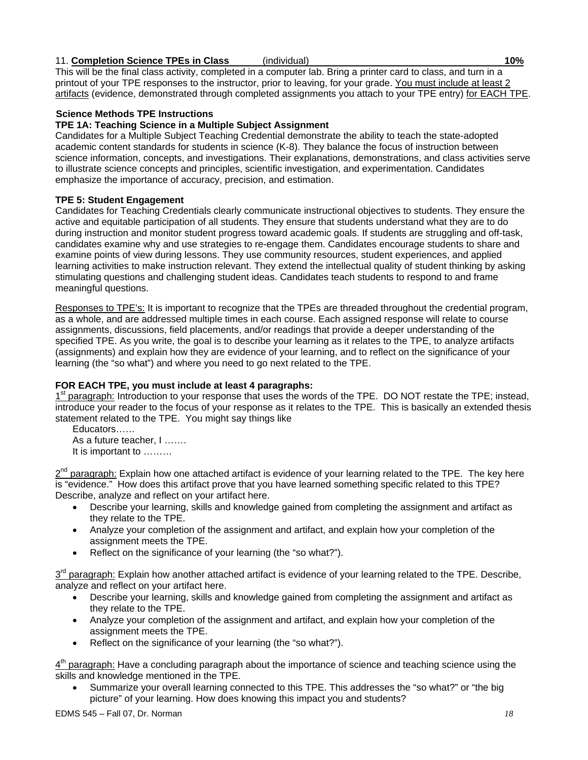11. **Completion Science TPEs in Class** (individual) **10%**

This will be the final class activity, completed in a computer lab. Bring a printer card to class, and turn in a printout of your TPE responses to the instructor, prior to leaving, for your grade. You must include at least 2 artifacts (evidence, demonstrated through completed assignments you attach to your TPE entry) for EACH TPE.

**Science Methods TPE Instructions**

**TPE 1A: Teaching Science in a Multiple Subject Assignment**

Candidates for a Multiple Subject Teaching Credential demonstrate the ability to teach the state-adopted academic content standards for students in science (K-8). They balance the focus of instruction between science information, concepts, and investigations. Their explanations, demonstrations, and class activities serve to illustrate science concepts and principles, scientific investigation, and experimentation. Candidates emphasize the importance of accuracy, precision, and estimation.

**TPE 5: Student Engagement**

Candidates for Teaching Credentials clearly communicate instructional objectives to students. They ensure the active and equitable participation of all students. They ensure that students understand what they are to do during instruction and monitor student progress toward academic goals. If students are struggling and off-task, candidates examine why and use strategies to re-engage them. Candidates encourage students to share and examine points of view during lessons. They use community resources, student experiences, and applied learning activities to make instruction relevant. They extend the intellectual quality of student thinking by asking stimulating questions and challenging student ideas. Candidates teach students to respond to and frame meaningful questions.

Responses to TPE's: It is important to recognize that the TPEs are threaded throughout the credential program, as a whole, and are addressed multiple times in each course. Each assigned response will relate to course assignments, discussions, field placements, and/or readings that provide a deeper understanding of the specified TPE. As you write, the goal is to describe your learning as it relates to the TPE, to analyze artifacts (assignments) and explain how they are evidence of your learning, and to reflect on the significance of your learning (the "so what") and where you need to go next related to the TPE.

**FOR EACH TPE, you must include at least 4 paragraphs:**

1st paragraph: Introduction to your response that uses the words of the TPE. DO NOT restate the TPE; instead, introduce your reader to the focus of your response as it relates to the TPE. This is basically an extended thesis statement related to the TPE. You might say things like

Educators……
As a future teacher, I …….
It is important to ………

2nd paragraph: Explain how one attached artifact is evidence of your learning related to the TPE. The key here is "evidence." How does this artifact prove that you have learned something specific related to this TPE? Describe, analyze and reflect on your artifact here.

- Describe your learning, skills and knowledge gained from completing the assignment and artifact as they relate to the TPE.
- Analyze your completion of the assignment and artifact, and explain how your completion of the assignment meets the TPE.
- Reflect on the significance of your learning (the "so what?").

3rd paragraph: Explain how another attached artifact is evidence of your learning related to the TPE. Describe, analyze and reflect on your artifact here.

- Describe your learning, skills and knowledge gained from completing the assignment and artifact as they relate to the TPE.
- Analyze your completion of the assignment and artifact, and explain how your completion of the assignment meets the TPE.
- Reflect on the significance of your learning (the "so what?").

4th paragraph: Have a concluding paragraph about the importance of science and teaching science using the skills and knowledge mentioned in the TPE.

- Summarize your overall learning connected to this TPE. This addresses the "so what?" or "the big picture" of your learning. How does knowing this impact you and students?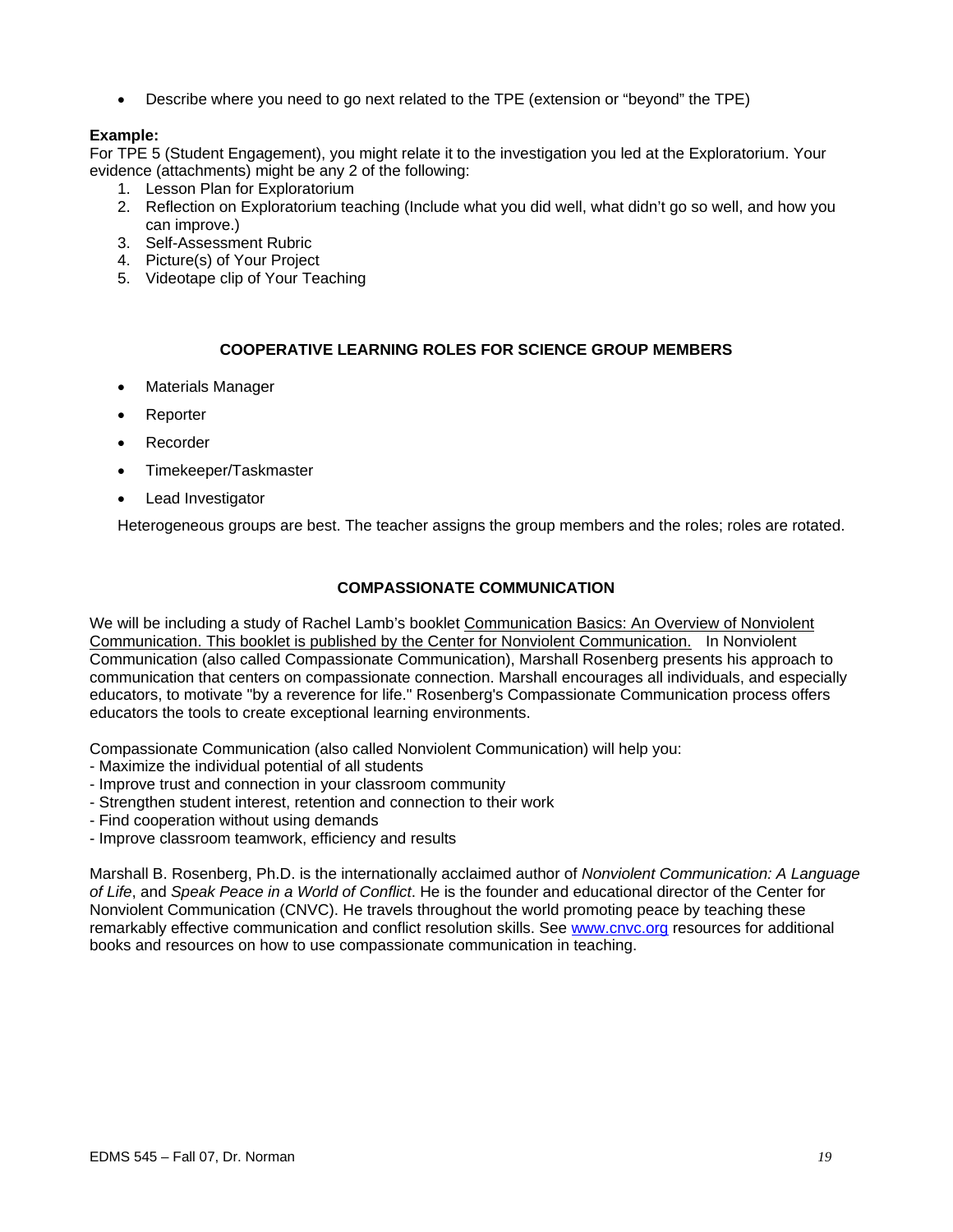- Describe where you need to go next related to the TPE (extension or "beyond" the TPE)

**Example:**
For TPE 5 (Student Engagement), you might relate it to the investigation you led at the Exploratorium. Your evidence (attachments) might be any 2 of the following:

1. Lesson Plan for Exploratorium
2. Reflection on Exploratorium teaching (Include what you did well, what didn't go so well, and how you can improve.)
3. Self-Assessment Rubric
4. Picture(s) of Your Project
5. Videotape clip of Your Teaching

## COOPERATIVE LEARNING ROLES FOR SCIENCE GROUP MEMBERS

- Materials Manager
- Reporter
- Recorder
- Timekeeper/Taskmaster
- Lead Investigator

Heterogeneous groups are best. The teacher assigns the group members and the roles; roles are rotated.

## COMPASSIONATE COMMUNICATION

We will be including a study of Rachel Lamb's booklet <u>Communication Basics: An Overview of Nonviolent Communication. This booklet is published by the Center for Nonviolent Communication.</u> In Nonviolent Communication (also called Compassionate Communication), Marshall Rosenberg presents his approach to communication that centers on compassionate connection. Marshall encourages all individuals, and especially educators, to motivate "by a reverence for life." Rosenberg's Compassionate Communication process offers educators the tools to create exceptional learning environments.

Compassionate Communication (also called Nonviolent Communication) will help you:
- Maximize the individual potential of all students
- Improve trust and connection in your classroom community
- Strengthen student interest, retention and connection to their work
- Find cooperation without using demands
- Improve classroom teamwork, efficiency and results

Marshall B. Rosenberg, Ph.D. is the internationally acclaimed author of *Nonviolent Communication: A Language of Life*, and *Speak Peace in a World of Conflict*. He is the founder and educational director of the Center for Nonviolent Communication (CNVC). He travels throughout the world promoting peace by teaching these remarkably effective communication and conflict resolution skills. See www.cnvc.org resources for additional books and resources on how to use compassionate communication in teaching.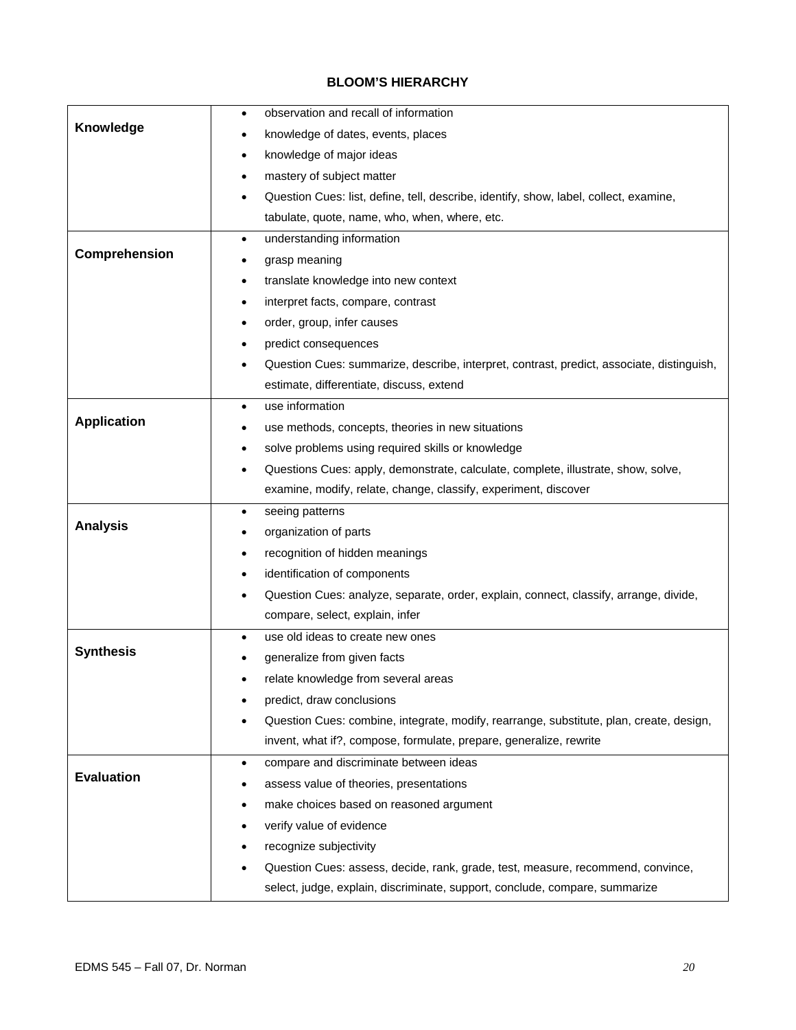## BLOOM'S HIERARCHY

| | |
|---|---|
| **Knowledge** | • observation and recall of information<br>• knowledge of dates, events, places<br>• knowledge of major ideas<br>• mastery of subject matter<br>• Question Cues: list, define, tell, describe, identify, show, label, collect, examine, tabulate, quote, name, who, when, where, etc. |
| **Comprehension** | • understanding information<br>• grasp meaning<br>• translate knowledge into new context<br>• interpret facts, compare, contrast<br>• order, group, infer causes<br>• predict consequences<br>• Question Cues: summarize, describe, interpret, contrast, predict, associate, distinguish, estimate, differentiate, discuss, extend |
| **Application** | • use information<br>• use methods, concepts, theories in new situations<br>• solve problems using required skills or knowledge<br>• Questions Cues: apply, demonstrate, calculate, complete, illustrate, show, solve, examine, modify, relate, change, classify, experiment, discover |
| **Analysis** | • seeing patterns<br>• organization of parts<br>• recognition of hidden meanings<br>• identification of components<br>• Question Cues: analyze, separate, order, explain, connect, classify, arrange, divide, compare, select, explain, infer |
| **Synthesis** | • use old ideas to create new ones<br>• generalize from given facts<br>• relate knowledge from several areas<br>• predict, draw conclusions<br>• Question Cues: combine, integrate, modify, rearrange, substitute, plan, create, design, invent, what if?, compose, formulate, prepare, generalize, rewrite |
| **Evaluation** | • compare and discriminate between ideas<br>• assess value of theories, presentations<br>• make choices based on reasoned argument<br>• verify value of evidence<br>• recognize subjectivity<br>• Question Cues: assess, decide, rank, grade, test, measure, recommend, convince, select, judge, explain, discriminate, support, conclude, compare, summarize |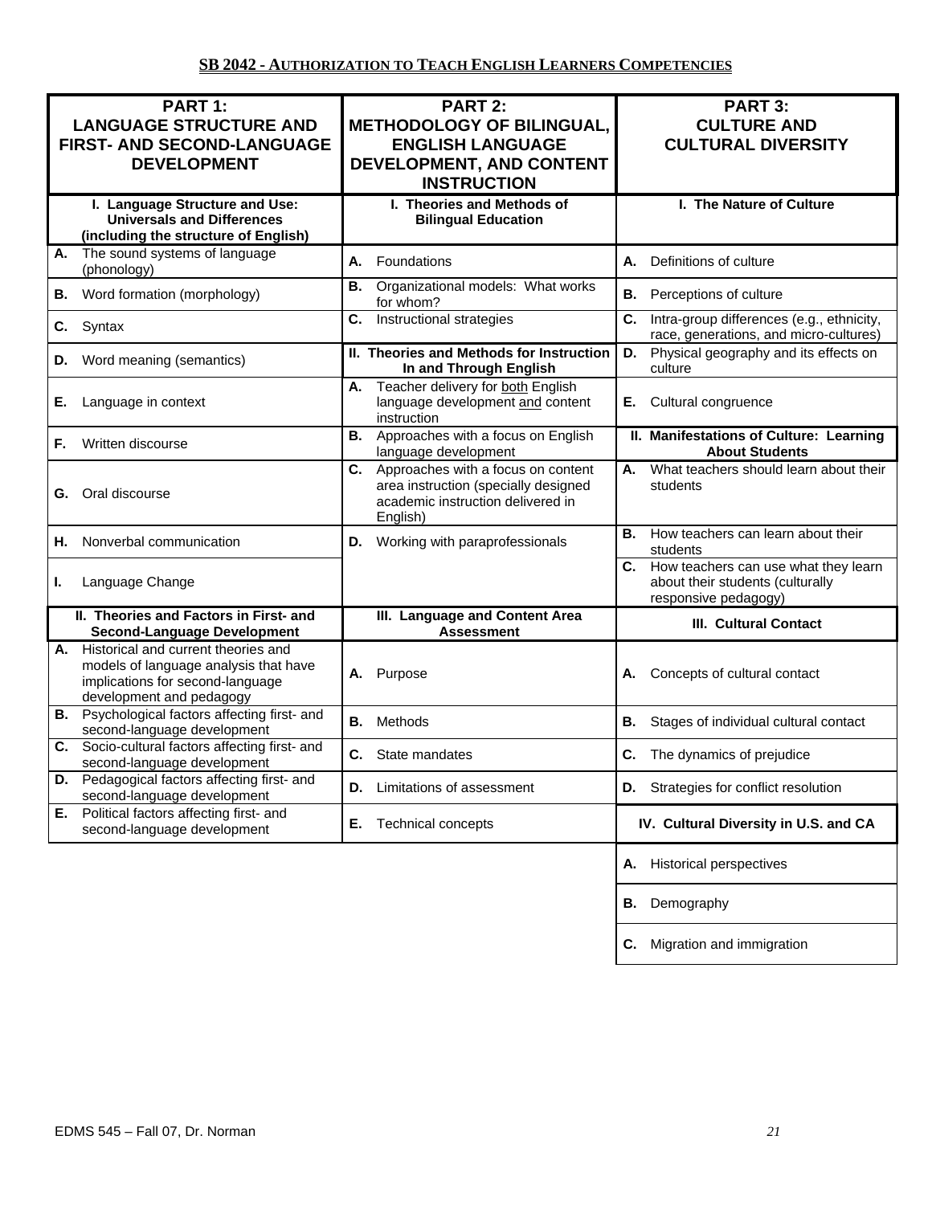## SB 2042 - AUTHORIZATION TO TEACH ENGLISH LEARNERS COMPETENCIES

| PART 1: LANGUAGE STRUCTURE AND FIRST- AND SECOND-LANGUAGE DEVELOPMENT | PART 2: METHODOLOGY OF BILINGUAL, ENGLISH LANGUAGE DEVELOPMENT, AND CONTENT INSTRUCTION | PART 3: CULTURE AND CULTURAL DIVERSITY |
|---|---|---|
| **I. Language Structure and Use: Universals and Differences (including the structure of English)** | **I. Theories and Methods of Bilingual Education** | **I. The Nature of Culture** |
| **A.** The sound systems of language (phonology) | **A.** Foundations | **A.** Definitions of culture |
| **B.** Word formation (morphology) | **B.** Organizational models: What works for whom? | **B.** Perceptions of culture |
| **C.** Syntax | **C.** Instructional strategies | **C.** Intra-group differences (e.g., ethnicity, race, generations, and micro-cultures) |
| **D.** Word meaning (semantics) | **II. Theories and Methods for Instruction In and Through English** | **D.** Physical geography and its effects on culture |
| **E.** Language in context | **A.** Teacher delivery for both English language development and content instruction | **E.** Cultural congruence |
| **F.** Written discourse | **B.** Approaches with a focus on English language development | **II. Manifestations of Culture: Learning About Students** |
| **G.** Oral discourse | **C.** Approaches with a focus on content area instruction (specially designed academic instruction delivered in English) | **A.** What teachers should learn about their students |
| **H.** Nonverbal communication | **D.** Working with paraprofessionals | **B.** How teachers can learn about their students |
| **I.** Language Change | | **C.** How teachers can use what they learn about their students (culturally responsive pedagogy) |
| **II. Theories and Factors in First- and Second-Language Development** | **III. Language and Content Area Assessment** | **III. Cultural Contact** |
| **A.** Historical and current theories and models of language analysis that have implications for second-language development and pedagogy | **A.** Purpose | **A.** Concepts of cultural contact |
| **B.** Psychological factors affecting first- and second-language development | **B.** Methods | **B.** Stages of individual cultural contact |
| **C.** Socio-cultural factors affecting first- and second-language development | **C.** State mandates | **C.** The dynamics of prejudice |
| **D.** Pedagogical factors affecting first- and second-language development | **D.** Limitations of assessment | **D.** Strategies for conflict resolution |
| **E.** Political factors affecting first- and second-language development | **E.** Technical concepts | **IV. Cultural Diversity in U.S. and CA** |
| | | **A.** Historical perspectives |
| | | **B.** Demography |
| | | **C.** Migration and immigration |

EDMS 545 – Fall 07, Dr. Norman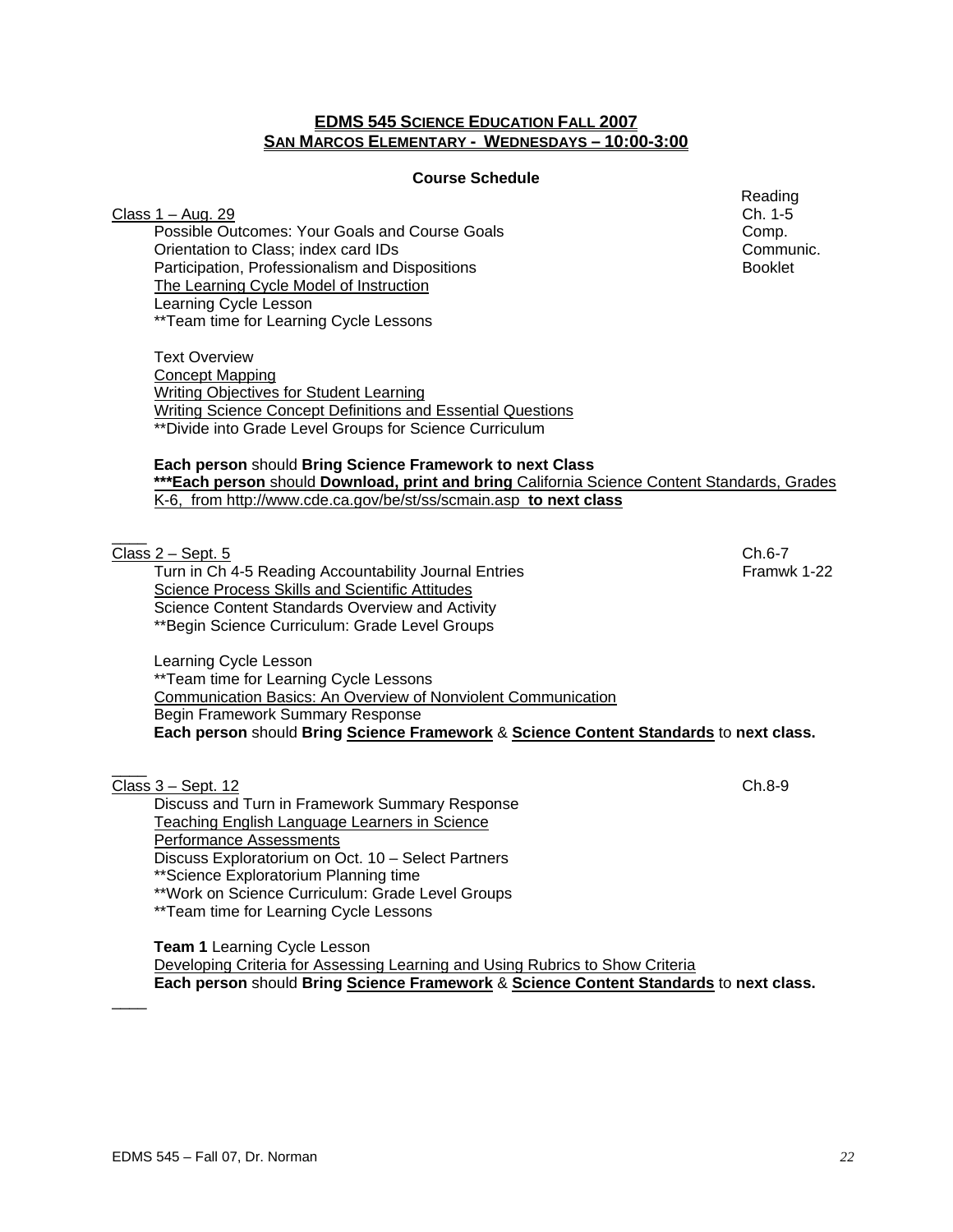**EDMS 545 SCIENCE EDUCATION FALL 2007**
**SAN MARCOS ELEMENTARY - WEDNESDAYS – 10:00-3:00**

**Course Schedule**

Class 1 – Aug. 29

Reading: Ch. 1-5, Comp. Communic. Booklet

- Possible Outcomes: Your Goals and Course Goals
- Orientation to Class; index card IDs
- Participation, Professionalism and Dispositions
- The Learning Cycle Model of Instruction
- Learning Cycle Lesson
- **Team time for Learning Cycle Lessons

- Text Overview
- Concept Mapping
- Writing Objectives for Student Learning
- Writing Science Concept Definitions and Essential Questions
- **Divide into Grade Level Groups for Science Curriculum

**Each person** should **Bring Science Framework to next Class**
*****Each person** should **Download, print and bring** California Science Content Standards, Grades K-6, from http://www.cde.ca.gov/be/st/ss/scmain.asp **to next class**

____

Class 2 – Sept. 5

Reading: Ch.6-7, Framwk 1-22

- Turn in Ch 4-5 Reading Accountability Journal Entries
- Science Process Skills and Scientific Attitudes
- Science Content Standards Overview and Activity
- **Begin Science Curriculum: Grade Level Groups

- Learning Cycle Lesson
- **Team time for Learning Cycle Lessons
- Communication Basics: An Overview of Nonviolent Communication
- Begin Framework Summary Response

**Each person** should **Bring Science Framework** & **Science Content Standards** to **next class.**

____

Class 3 – Sept. 12

Reading: Ch.8-9

- Discuss and Turn in Framework Summary Response
- Teaching English Language Learners in Science
- Performance Assessments
- Discuss Exploratorium on Oct. 10 – Select Partners
- **Science Exploratorium Planning time
- **Work on Science Curriculum: Grade Level Groups
- **Team time for Learning Cycle Lessons

- **Team 1** Learning Cycle Lesson
- Developing Criteria for Assessing Learning and Using Rubrics to Show Criteria

**Each person** should **Bring Science Framework** & **Science Content Standards** to **next class.**

____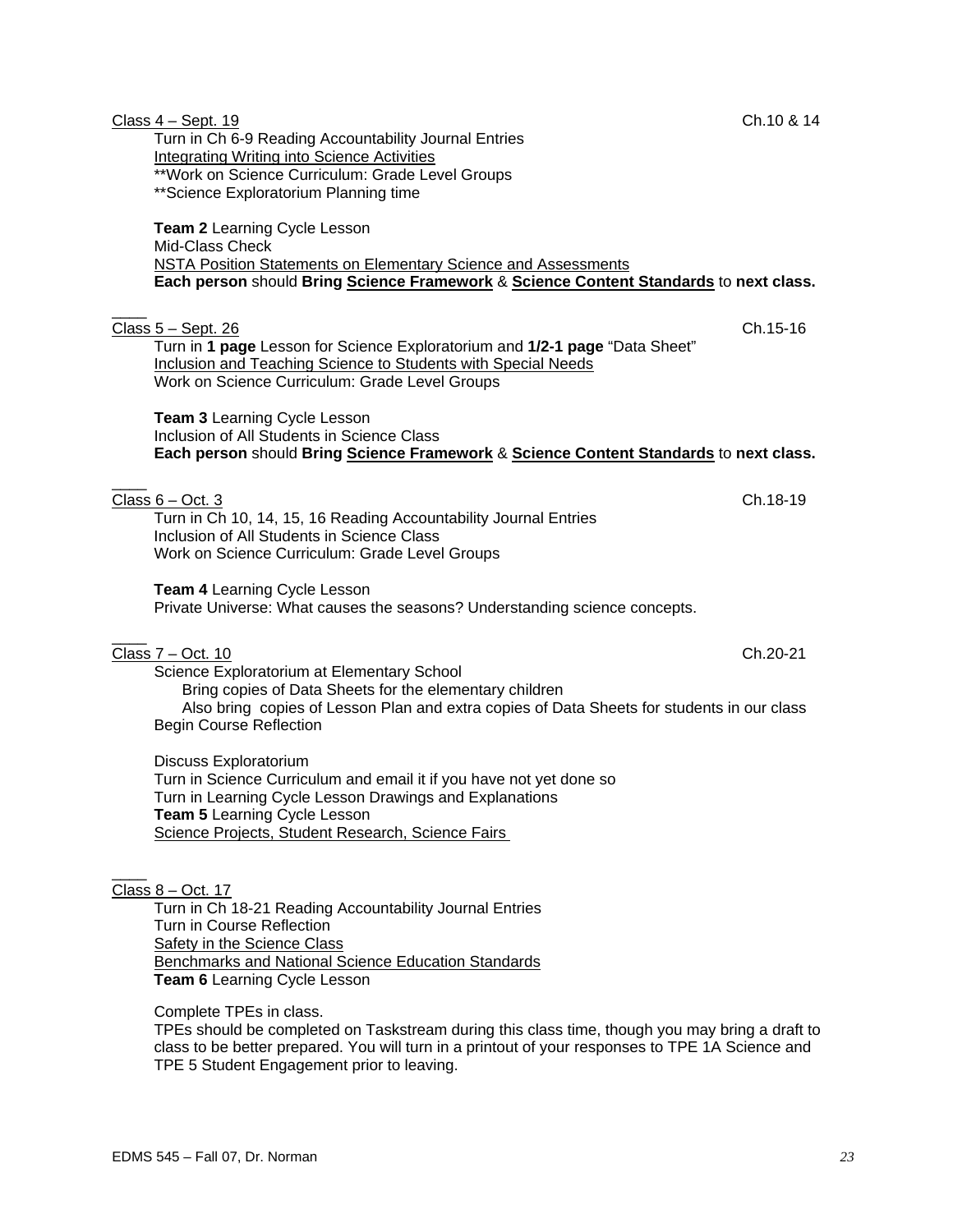Class 4 – Sept. 19 Ch.10 & 14

Turn in Ch 6-9 Reading Accountability Journal Entries
Integrating Writing into Science Activities
**Work on Science Curriculum: Grade Level Groups
**Science Exploratorium Planning time

**Team 2** Learning Cycle Lesson
Mid-Class Check
NSTA Position Statements on Elementary Science and Assessments
**Each person** should **Bring Science Framework** & **Science Content Standards** to **next class.**

____
Class 5 – Sept. 26 Ch.15-16

Turn in **1 page** Lesson for Science Exploratorium and **1/2-1 page** "Data Sheet"
Inclusion and Teaching Science to Students with Special Needs
Work on Science Curriculum: Grade Level Groups

**Team 3** Learning Cycle Lesson
Inclusion of All Students in Science Class
**Each person** should **Bring Science Framework** & **Science Content Standards** to **next class.**

____
Class 6 – Oct. 3 Ch.18-19

Turn in Ch 10, 14, 15, 16 Reading Accountability Journal Entries
Inclusion of All Students in Science Class
Work on Science Curriculum: Grade Level Groups

**Team 4** Learning Cycle Lesson
Private Universe: What causes the seasons? Understanding science concepts.

____
Class 7 – Oct. 10 Ch.20-21

Science Exploratorium at Elementary School
 Bring copies of Data Sheets for the elementary children
 Also bring copies of Lesson Plan and extra copies of Data Sheets for students in our class
Begin Course Reflection

Discuss Exploratorium
Turn in Science Curriculum and email it if you have not yet done so
Turn in Learning Cycle Lesson Drawings and Explanations
**Team 5** Learning Cycle Lesson
Science Projects, Student Research, Science Fairs

____
Class 8 – Oct. 17

Turn in Ch 18-21 Reading Accountability Journal Entries
Turn in Course Reflection
Safety in the Science Class
Benchmarks and National Science Education Standards
**Team 6** Learning Cycle Lesson

Complete TPEs in class.
TPEs should be completed on Taskstream during this class time, though you may bring a draft to class to be better prepared. You will turn in a printout of your responses to TPE 1A Science and TPE 5 Student Engagement prior to leaving.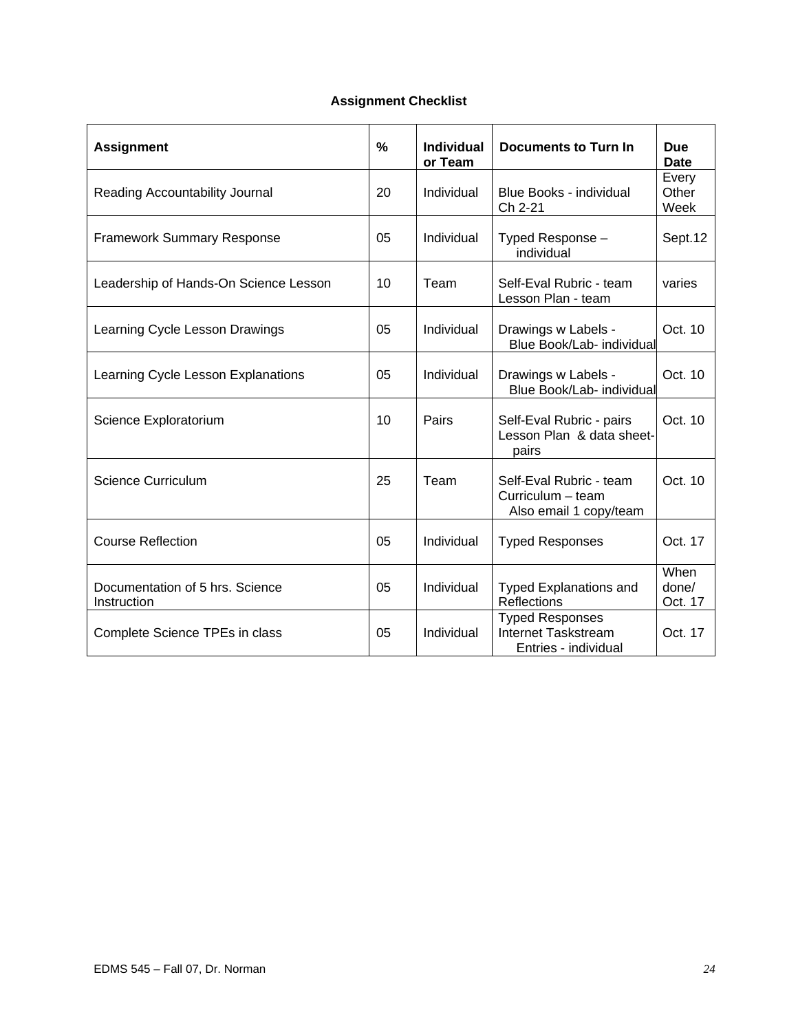**Assignment Checklist**

| Assignment | % | Individual or Team | Documents to Turn In | Due Date |
|---|---|---|---|---|
| Reading Accountability Journal | 20 | Individual | Blue Books - individual Ch 2-21 | Every Other Week |
| Framework Summary Response | 05 | Individual | Typed Response – individual | Sept.12 |
| Leadership of Hands-On Science Lesson | 10 | Team | Self-Eval Rubric - team Lesson Plan - team | varies |
| Learning Cycle Lesson Drawings | 05 | Individual | Drawings w Labels - Blue Book/Lab- individual | Oct. 10 |
| Learning Cycle Lesson Explanations | 05 | Individual | Drawings w Labels - Blue Book/Lab- individual | Oct. 10 |
| Science Exploratorium | 10 | Pairs | Self-Eval Rubric - pairs Lesson Plan & data sheet-pairs | Oct. 10 |
| Science Curriculum | 25 | Team | Self-Eval Rubric - team Curriculum – team Also email 1 copy/team | Oct. 10 |
| Course Reflection | 05 | Individual | Typed Responses | Oct. 17 |
| Documentation of 5 hrs. Science Instruction | 05 | Individual | Typed Explanations and Reflections | When done/ Oct. 17 |
| Complete Science TPEs in class | 05 | Individual | Typed Responses Internet Taskstream Entries - individual | Oct. 17 |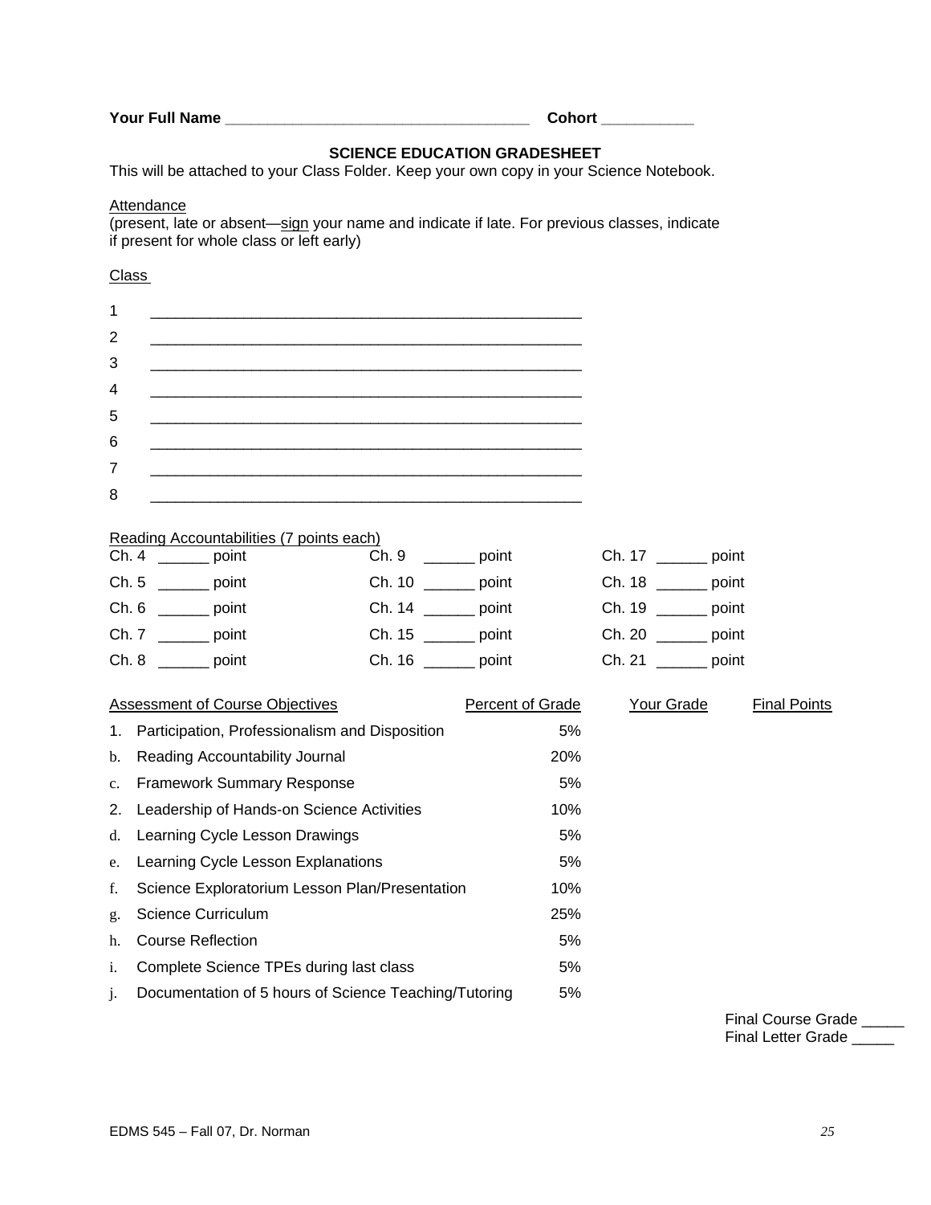**Your Full Name** ___________________________________ **Cohort** __________

**SCIENCE EDUCATION GRADESHEET**

This will be attached to your Class Folder. Keep your own copy in your Science Notebook.

Attendance

(present, late or absent—sign your name and indicate if late. For previous classes, indicate if present for whole class or left early)

Class

1 _________________________________________________

2 _________________________________________________

3 _________________________________________________

4 _________________________________________________

5 _________________________________________________

6 _________________________________________________

7 _________________________________________________

8 _________________________________________________

Reading Accountabilities (7 points each)

| | | |
|---|---|---|
| Ch. 4 ______ point | Ch. 9 ______ point | Ch. 17 ______ point |
| Ch. 5 ______ point | Ch. 10 ______ point | Ch. 18 ______ point |
| Ch. 6 ______ point | Ch. 14 ______ point | Ch. 19 ______ point |
| Ch. 7 ______ point | Ch. 15 ______ point | Ch. 20 ______ point |
| Ch. 8 ______ point | Ch. 16 ______ point | Ch. 21 ______ point |

| Assessment of Course Objectives | Percent of Grade | Your Grade | Final Points |
|---|---|---|---|
| 1. Participation, Professionalism and Disposition | 5% | | |
| b. Reading Accountability Journal | 20% | | |
| c. Framework Summary Response | 5% | | |
| 2. Leadership of Hands-on Science Activities | 10% | | |
| d. Learning Cycle Lesson Drawings | 5% | | |
| e. Learning Cycle Lesson Explanations | 5% | | |
| f. Science Exploratorium Lesson Plan/Presentation | 10% | | |
| g. Science Curriculum | 25% | | |
| h. Course Reflection | 5% | | |
| i. Complete Science TPEs during last class | 5% | | |
| j. Documentation of 5 hours of Science Teaching/Tutoring | 5% | | |

Final Course Grade _____

Final Letter Grade _____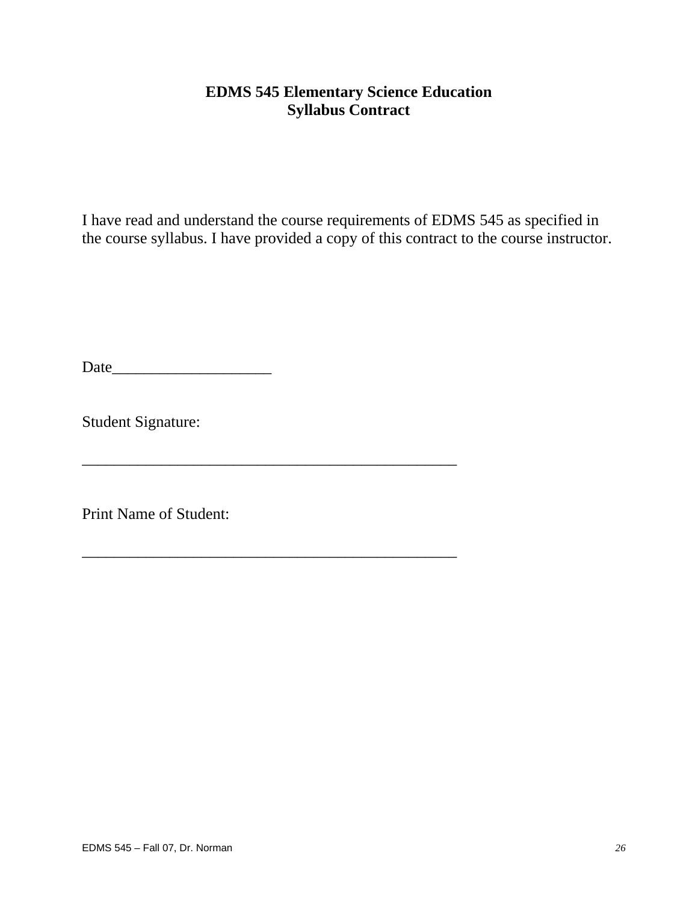**EDMS 545 Elementary Science Education**
**Syllabus Contract**

I have read and understand the course requirements of EDMS 545 as specified in the course syllabus. I have provided a copy of this contract to the course instructor.

Date____________________

Student Signature:

_______________________________________________

Print Name of Student:

_______________________________________________